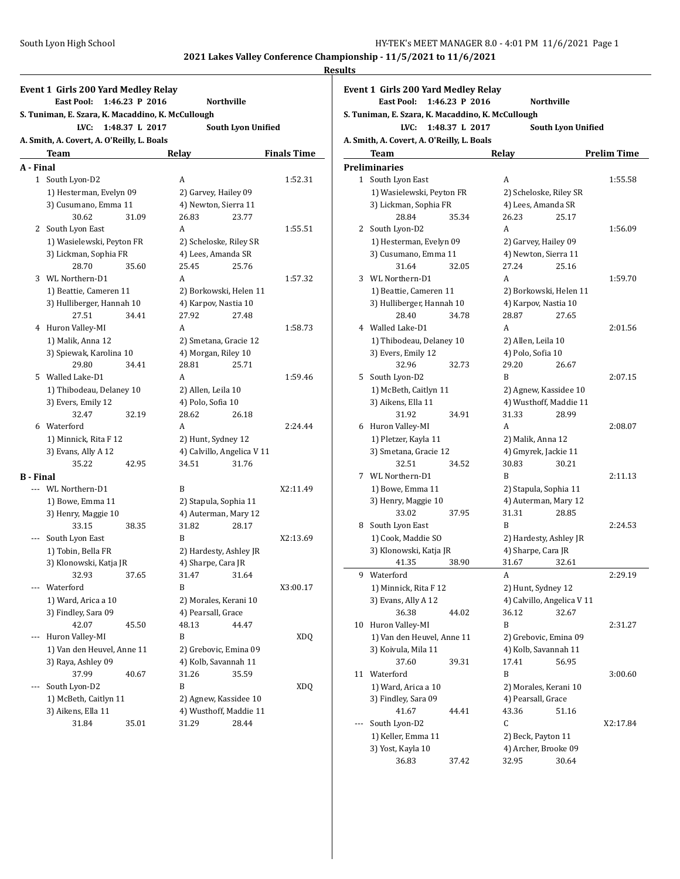**2021 Lakes Valley Conference Championship - 11/5/2021 to 11/6/2021**

**Results**

## Event 1 Girls 200 Yard Medley Relay

East Pool: 1:46.23 P 2016 Northville
S. Tuniman, E. Szara, K. Macaddino, K. McCullough

LVC: 1:48.37 L 2017 South Lyon Unified
A. Smith, A. Covert, A. O'Reilly, L. Boals

| | Team | Relay | Finals Time |
|---|---|---|---|
| **A - Final** | | | |
| 1 | South Lyon-D2 | A | 1:52.31 |
| | 1) Hesterman, Evelyn 09; 2) Garvey, Hailey 09; 3) Cusumano, Emma 11; 4) Newton, Sierra 11 | | |
| | 30.62 31.09 26.83 23.77 | | |
| 2 | South Lyon East | A | 1:55.51 |
| | 1) Wasielewski, Peyton FR; 2) Scheloske, Riley SR; 3) Lickman, Sophia FR; 4) Lees, Amanda SR | | |
| | 28.70 35.60 25.45 25.76 | | |
| 3 | WL Northern-D1 | A | 1:57.32 |
| | 1) Beattie, Cameren 11; 2) Borkowski, Helen 11; 3) Hulliberger, Hannah 10; 4) Karpov, Nastia 10 | | |
| | 27.51 34.41 27.92 27.48 | | |
| 4 | Huron Valley-MI | A | 1:58.73 |
| | 1) Malik, Anna 12; 2) Smetana, Gracie 12; 3) Spiewak, Karolina 10; 4) Morgan, Riley 10 | | |
| | 29.80 34.41 28.81 25.71 | | |
| 5 | Walled Lake-D1 | A | 1:59.46 |
| | 1) Thibodeau, Delaney 10; 2) Allen, Leila 10; 3) Evers, Emily 12; 4) Polo, Sofia 10 | | |
| | 32.47 32.19 28.62 26.18 | | |
| 6 | Waterford | A | 2:24.44 |
| | 1) Minnick, Rita F 12; 2) Hunt, Sydney 12; 3) Evans, Ally A 12; 4) Calvillo, Angelica V 11 | | |
| | 35.22 42.95 34.51 31.76 | | |
| **B - Final** | | | |
| --- | WL Northern-D1 | B | X2:11.49 |
| | 1) Bowe, Emma 11; 2) Stapula, Sophia 11; 3) Henry, Maggie 10; 4) Auterman, Mary 12 | | |
| | 33.15 38.35 31.82 28.17 | | |
| --- | South Lyon East | B | X2:13.69 |
| | 1) Tobin, Bella FR; 2) Hardesty, Ashley JR; 3) Klonowski, Katja JR; 4) Sharpe, Cara JR | | |
| | 32.93 37.65 31.47 31.64 | | |
| --- | Waterford | B | X3:00.17 |
| | 1) Ward, Arica a 10; 2) Morales, Kerani 10; 3) Findley, Sara 09; 4) Pearsall, Grace | | |
| | 42.07 45.50 48.13 44.47 | | |
| --- | Huron Valley-MI | B | XDQ |
| | 1) Van den Heuvel, Anne 11; 2) Grebovic, Emina 09; 3) Raya, Ashley 09; 4) Kolb, Savannah 11 | | |
| | 37.99 40.67 31.26 35.59 | | |
| --- | South Lyon-D2 | B | XDQ |
| | 1) McBeth, Caitlyn 11; 2) Agnew, Kassidee 10; 3) Aikens, Ella 11; 4) Wusthoff, Maddie 11 | | |
| | 31.84 35.01 31.29 28.44 | | |

## Event 1 Girls 200 Yard Medley Relay

East Pool: 1:46.23 P 2016 Northville
S. Tuniman, E. Szara, K. Macaddino, K. McCullough

LVC: 1:48.37 L 2017 South Lyon Unified
A. Smith, A. Covert, A. O'Reilly, L. Boals

| | Team | Relay | Prelim Time |
|---|---|---|---|
| **Preliminaries** | | | |
| 1 | South Lyon East | A | 1:55.58 |
| | 1) Wasielewski, Peyton FR; 2) Scheloske, Riley SR; 3) Lickman, Sophia FR; 4) Lees, Amanda SR | | |
| | 28.84 35.34 26.23 25.17 | | |
| 2 | South Lyon-D2 | A | 1:56.09 |
| | 1) Hesterman, Evelyn 09; 2) Garvey, Hailey 09; 3) Cusumano, Emma 11; 4) Newton, Sierra 11 | | |
| | 31.64 32.05 27.24 25.16 | | |
| 3 | WL Northern-D1 | A | 1:59.70 |
| | 1) Beattie, Cameren 11; 2) Borkowski, Helen 11; 3) Hulliberger, Hannah 10; 4) Karpov, Nastia 10 | | |
| | 28.40 34.78 28.87 27.65 | | |
| 4 | Walled Lake-D1 | A | 2:01.56 |
| | 1) Thibodeau, Delaney 10; 2) Allen, Leila 10; 3) Evers, Emily 12; 4) Polo, Sofia 10 | | |
| | 32.96 32.73 29.20 26.67 | | |
| 5 | South Lyon-D2 | B | 2:07.15 |
| | 1) McBeth, Caitlyn 11; 2) Agnew, Kassidee 10; 3) Aikens, Ella 11; 4) Wusthoff, Maddie 11 | | |
| | 31.92 34.91 31.33 28.99 | | |
| 6 | Huron Valley-MI | A | 2:08.07 |
| | 1) Pletzer, Kayla 11; 2) Malik, Anna 12; 3) Smetana, Gracie 12; 4) Gmyrek, Jackie 11 | | |
| | 32.51 34.52 30.83 30.21 | | |
| 7 | WL Northern-D1 | B | 2:11.13 |
| | 1) Bowe, Emma 11; 2) Stapula, Sophia 11; 3) Henry, Maggie 10; 4) Auterman, Mary 12 | | |
| | 33.02 37.95 31.31 28.85 | | |
| 8 | South Lyon East | B | 2:24.53 |
| | 1) Cook, Maddie SO; 2) Hardesty, Ashley JR; 3) Klonowski, Katja JR; 4) Sharpe, Cara JR | | |
| | 41.35 38.90 31.67 32.61 | | |
| 9 | Waterford | A | 2:29.19 |
| | 1) Minnick, Rita F 12; 2) Hunt, Sydney 12; 3) Evans, Ally A 12; 4) Calvillo, Angelica V 11 | | |
| | 36.38 44.02 36.12 32.67 | | |
| 10 | Huron Valley-MI | B | 2:31.27 |
| | 1) Van den Heuvel, Anne 11; 2) Grebovic, Emina 09; 3) Koivula, Mila 11; 4) Kolb, Savannah 11 | | |
| | 37.60 39.31 17.41 56.95 | | |
| 11 | Waterford | B | 3:00.60 |
| | 1) Ward, Arica a 10; 2) Morales, Kerani 10; 3) Findley, Sara 09; 4) Pearsall, Grace | | |
| | 41.67 44.41 43.36 51.16 | | |
| --- | South Lyon-D2 | C | X2:17.84 |
| | 1) Keller, Emma 11; 2) Beck, Payton 11; 3) Yost, Kayla 10; 4) Archer, Brooke 09 | | |
| | 36.83 37.42 32.95 30.64 | | |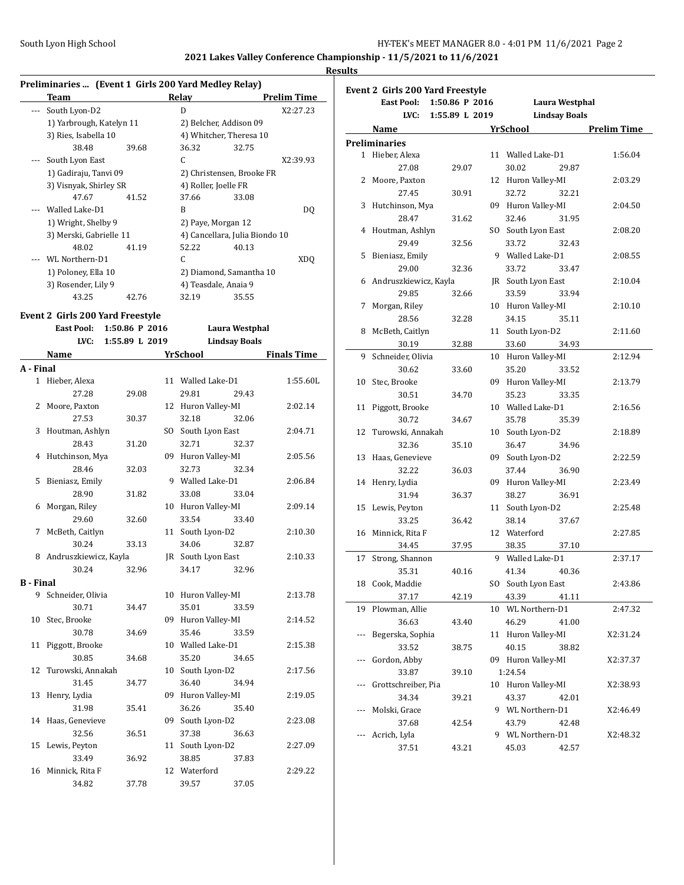## 2021 Lakes Valley Conference Championship - 11/5/2021 to 11/6/2021

**Results**

### Preliminaries ... (Event 1 Girls 200 Yard Medley Relay)

| Team | | Relay | | Prelim Time |
|---|---|---|---|---|
| --- South Lyon-D2 | | D | | X2:27.23 |
| 1) Yarbrough, Katelyn 11 | | 2) Belcher, Addison 09 | | |
| 3) Ries, Isabella 10 | | 4) Whitcher, Theresa 10 | | |
| 38.48 | 39.68 | 36.32 | 32.75 | |
| --- South Lyon East | | C | | X2:39.93 |
| 1) Gadiraju, Tanvi 09 | | 2) Christensen, Brooke FR | | |
| 3) Visnyak, Shirley SR | | 4) Roller, Joelle FR | | |
| 47.67 | 41.52 | 37.66 | 33.08 | |
| --- Walled Lake-D1 | | B | | DQ |
| 1) Wright, Shelby 9 | | 2) Paye, Morgan 12 | | |
| 3) Merski, Gabrielle 11 | | 4) Cancellara, Julia Biondo 10 | | |
| 48.02 | 41.19 | 52.22 | 40.13 | |
| --- WL Northern-D1 | | C | | XDQ |
| 1) Poloney, Ella 10 | | 2) Diamond, Samantha 10 | | |
| 3) Rosender, Lily 9 | | 4) Teasdale, Anaia 9 | | |
| 43.25 | 42.76 | 32.19 | 35.55 | |

### Event 2 Girls 200 Yard Freestyle

East Pool: 1:50.86 P 2016 Laura Westphal
LVC: 1:55.89 L 2019 Lindsay Boals

| | Name | Yr | School | Finals Time |
|---|---|---|---|---|
| **A - Final** | | | | |
| 1 | Hieber, Alexa | 11 | Walled Lake-D1 | 1:55.60L |
| | 27.28 29.08 29.81 29.43 | | | |
| 2 | Moore, Paxton | 12 | Huron Valley-MI | 2:02.14 |
| | 27.53 30.37 32.18 32.06 | | | |
| 3 | Houtman, Ashlyn | SO | South Lyon East | 2:04.71 |
| | 28.43 31.20 32.71 32.37 | | | |
| 4 | Hutchinson, Mya | 09 | Huron Valley-MI | 2:05.56 |
| | 28.46 32.03 32.73 32.34 | | | |
| 5 | Bieniasz, Emily | 9 | Walled Lake-D1 | 2:06.84 |
| | 28.90 31.82 33.08 33.04 | | | |
| 6 | Morgan, Riley | 10 | Huron Valley-MI | 2:09.14 |
| | 29.60 32.60 33.54 33.40 | | | |
| 7 | McBeth, Caitlyn | 11 | South Lyon-D2 | 2:10.30 |
| | 30.24 33.13 34.06 32.87 | | | |
| 8 | Andruszkiewicz, Kayla | JR | South Lyon East | 2:10.33 |
| | 30.24 32.96 34.17 32.96 | | | |
| **B - Final** | | | | |
| 9 | Schneider, Olivia | 10 | Huron Valley-MI | 2:13.78 |
| | 30.71 34.47 35.01 33.59 | | | |
| 10 | Stec, Brooke | 09 | Huron Valley-MI | 2:14.52 |
| | 30.78 34.69 35.46 33.59 | | | |
| 11 | Piggott, Brooke | 10 | Walled Lake-D1 | 2:15.38 |
| | 30.85 34.68 35.20 34.65 | | | |
| 12 | Turowski, Annakah | 10 | South Lyon-D2 | 2:17.56 |
| | 31.45 34.77 36.40 34.94 | | | |
| 13 | Henry, Lydia | 09 | Huron Valley-MI | 2:19.05 |
| | 31.98 35.41 36.26 35.40 | | | |
| 14 | Haas, Genevieve | 09 | South Lyon-D2 | 2:23.08 |
| | 32.56 36.51 37.38 36.63 | | | |
| 15 | Lewis, Peyton | 11 | South Lyon-D2 | 2:27.09 |
| | 33.49 36.92 38.85 37.83 | | | |
| 16 | Minnick, Rita F | 12 | Waterford | 2:29.22 |
| | 34.82 37.78 39.57 37.05 | | | |

### Event 2 Girls 200 Yard Freestyle

East Pool: 1:50.86 P 2016 Laura Westphal
LVC: 1:55.89 L 2019 Lindsay Boals

| | Name | Yr | School | Prelim Time |
|---|---|---|---|---|
| **Preliminaries** | | | | |
| 1 | Hieber, Alexa | 11 | Walled Lake-D1 | 1:56.04 |
| | 27.08 29.07 30.02 29.87 | | | |
| 2 | Moore, Paxton | 12 | Huron Valley-MI | 2:03.29 |
| | 27.45 30.91 32.72 32.21 | | | |
| 3 | Hutchinson, Mya | 09 | Huron Valley-MI | 2:04.50 |
| | 28.47 31.62 32.46 31.95 | | | |
| 4 | Houtman, Ashlyn | SO | South Lyon East | 2:08.20 |
| | 29.49 32.56 33.72 32.43 | | | |
| 5 | Bieniasz, Emily | 9 | Walled Lake-D1 | 2:08.55 |
| | 29.00 32.36 33.72 33.47 | | | |
| 6 | Andruszkiewicz, Kayla | JR | South Lyon East | 2:10.04 |
| | 29.85 32.66 33.59 33.94 | | | |
| 7 | Morgan, Riley | 10 | Huron Valley-MI | 2:10.10 |
| | 28.56 32.28 34.15 35.11 | | | |
| 8 | McBeth, Caitlyn | 11 | South Lyon-D2 | 2:11.60 |
| | 30.19 32.88 33.60 34.93 | | | |
| 9 | Schneider, Olivia | 10 | Huron Valley-MI | 2:12.94 |
| | 30.62 33.60 35.20 33.52 | | | |
| 10 | Stec, Brooke | 09 | Huron Valley-MI | 2:13.79 |
| | 30.51 34.70 35.23 33.35 | | | |
| 11 | Piggott, Brooke | 10 | Walled Lake-D1 | 2:16.56 |
| | 30.72 34.67 35.78 35.39 | | | |
| 12 | Turowski, Annakah | 10 | South Lyon-D2 | 2:18.89 |
| | 32.36 35.10 36.47 34.96 | | | |
| 13 | Haas, Genevieve | 09 | South Lyon-D2 | 2:22.59 |
| | 32.22 36.03 37.44 36.90 | | | |
| 14 | Henry, Lydia | 09 | Huron Valley-MI | 2:23.49 |
| | 31.94 36.37 38.27 36.91 | | | |
| 15 | Lewis, Peyton | 11 | South Lyon-D2 | 2:25.48 |
| | 33.25 36.42 38.14 37.67 | | | |
| 16 | Minnick, Rita F | 12 | Waterford | 2:27.85 |
| | 34.45 37.95 38.35 37.10 | | | |
| 17 | Strong, Shannon | 9 | Walled Lake-D1 | 2:37.17 |
| | 35.31 40.16 41.34 40.36 | | | |
| 18 | Cook, Maddie | SO | South Lyon East | 2:43.86 |
| | 37.17 42.19 43.39 41.11 | | | |
| 19 | Plowman, Allie | 10 | WL Northern-D1 | 2:47.32 |
| | 36.63 43.40 46.29 41.00 | | | |
| --- | Begerska, Sophia | 11 | Huron Valley-MI | X2:31.24 |
| | 33.52 38.75 40.15 38.82 | | | |
| --- | Gordon, Abby | 09 | Huron Valley-MI | X2:37.37 |
| | 33.87 39.10 1:24.54 | | | |
| --- | Grottschreiber, Pia | 10 | Huron Valley-MI | X2:38.93 |
| | 34.34 39.21 43.37 42.01 | | | |
| --- | Molski, Grace | 9 | WL Northern-D1 | X2:46.49 |
| | 37.68 42.54 43.79 42.48 | | | |
| --- | Acrich, Lyla | 9 | WL Northern-D1 | X2:48.32 |
| | 37.51 43.21 45.03 42.57 | | | |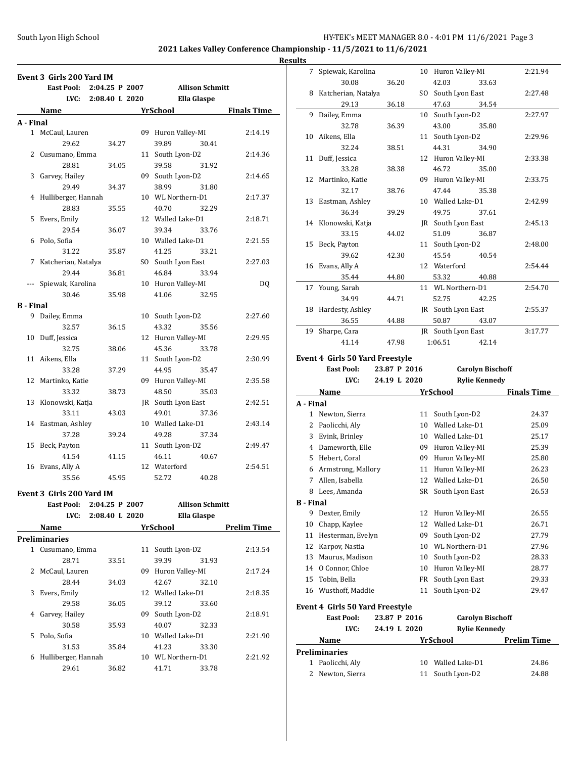## 2021 Lakes Valley Conference Championship - 11/5/2021 to 11/6/2021

### Results

### Event 3 Girls 200 Yard IM

East Pool: 2:04.25 P 2007 Allison Schmitt
LVC: 2:08.40 L 2020 Ella Glaspe

| | Name | | YrSchool | | Finals Time |
|---|---|---|---|---|---|
| **A - Final** | | | | | |
| 1 | McCaul, Lauren | | 09 Huron Valley-MI | | 2:14.19 |
| | 29.62 | 34.27 | 39.89 | 30.41 | |
| 2 | Cusumano, Emma | | 11 South Lyon-D2 | | 2:14.36 |
| | 28.81 | 34.05 | 39.58 | 31.92 | |
| 3 | Garvey, Hailey | | 09 South Lyon-D2 | | 2:14.65 |
| | 29.49 | 34.37 | 38.99 | 31.80 | |
| 4 | Hulliberger, Hannah | | 10 WL Northern-D1 | | 2:17.37 |
| | 28.83 | 35.55 | 40.70 | 32.29 | |
| 5 | Evers, Emily | | 12 Walled Lake-D1 | | 2:18.71 |
| | 29.54 | 36.07 | 39.34 | 33.76 | |
| 6 | Polo, Sofia | | 10 Walled Lake-D1 | | 2:21.55 |
| | 31.22 | 35.87 | 41.25 | 33.21 | |
| 7 | Katcherian, Natalya | | SO South Lyon East | | 2:27.03 |
| | 29.44 | 36.81 | 46.84 | 33.94 | |
| --- | Spiewak, Karolina | | 10 Huron Valley-MI | | DQ |
| | 30.46 | 35.98 | 41.06 | 32.95 | |
| **B - Final** | | | | | |
| 9 | Dailey, Emma | | 10 South Lyon-D2 | | 2:27.60 |
| | 32.57 | 36.15 | 43.32 | 35.56 | |
| 10 | Duff, Jessica | | 12 Huron Valley-MI | | 2:29.95 |
| | 32.75 | 38.06 | 45.36 | 33.78 | |
| 11 | Aikens, Ella | | 11 South Lyon-D2 | | 2:30.99 |
| | 33.28 | 37.29 | 44.95 | 35.47 | |
| 12 | Martinko, Katie | | 09 Huron Valley-MI | | 2:35.58 |
| | 33.32 | 38.73 | 48.50 | 35.03 | |
| 13 | Klonowski, Katja | | JR South Lyon East | | 2:42.51 |
| | 33.11 | 43.03 | 49.01 | 37.36 | |
| 14 | Eastman, Ashley | | 10 Walled Lake-D1 | | 2:43.14 |
| | 37.28 | 39.24 | 49.28 | 37.34 | |
| 15 | Beck, Payton | | 11 South Lyon-D2 | | 2:49.47 |
| | 41.54 | 41.15 | 46.11 | 40.67 | |
| 16 | Evans, Ally A | | 12 Waterford | | 2:54.51 |
| | 35.56 | 45.95 | 52.72 | 40.28 | |

### Event 3 Girls 200 Yard IM

East Pool: 2:04.25 P 2007 Allison Schmitt
LVC: 2:08.40 L 2020 Ella Glaspe

| | Name | | YrSchool | | Prelim Time |
|---|---|---|---|---|---|
| **Preliminaries** | | | | | |
| 1 | Cusumano, Emma | | 11 South Lyon-D2 | | 2:13.54 |
| | 28.71 | 33.51 | 39.39 | 31.93 | |
| 2 | McCaul, Lauren | | 09 Huron Valley-MI | | 2:17.24 |
| | 28.44 | 34.03 | 42.67 | 32.10 | |
| 3 | Evers, Emily | | 12 Walled Lake-D1 | | 2:18.35 |
| | 29.58 | 36.05 | 39.12 | 33.60 | |
| 4 | Garvey, Hailey | | 09 South Lyon-D2 | | 2:18.91 |
| | 30.58 | 35.93 | 40.07 | 32.33 | |
| 5 | Polo, Sofia | | 10 Walled Lake-D1 | | 2:21.90 |
| | 31.53 | 35.84 | 41.23 | 33.30 | |
| 6 | Hulliberger, Hannah | | 10 WL Northern-D1 | | 2:21.92 |
| | 29.61 | 36.82 | 41.71 | 33.78 | |
| 7 | Spiewak, Karolina | | 10 Huron Valley-MI | | 2:21.94 |
| | 30.08 | 36.20 | 42.03 | 33.63 | |
| 8 | Katcherian, Natalya | | SO South Lyon East | | 2:27.48 |
| | 29.13 | 36.18 | 47.63 | 34.54 | |
| 9 | Dailey, Emma | | 10 South Lyon-D2 | | 2:27.97 |
| | 32.78 | 36.39 | 43.00 | 35.80 | |
| 10 | Aikens, Ella | | 11 South Lyon-D2 | | 2:29.96 |
| | 32.24 | 38.51 | 44.31 | 34.90 | |
| 11 | Duff, Jessica | | 12 Huron Valley-MI | | 2:33.38 |
| | 33.28 | 38.38 | 46.72 | 35.00 | |
| 12 | Martinko, Katie | | 09 Huron Valley-MI | | 2:33.75 |
| | 32.17 | 38.76 | 47.44 | 35.38 | |
| 13 | Eastman, Ashley | | 10 Walled Lake-D1 | | 2:42.99 |
| | 36.34 | 39.29 | 49.75 | 37.61 | |
| 14 | Klonowski, Katja | | JR South Lyon East | | 2:45.13 |
| | 33.15 | 44.02 | 51.09 | 36.87 | |
| 15 | Beck, Payton | | 11 South Lyon-D2 | | 2:48.00 |
| | 39.62 | 42.30 | 45.54 | 40.54 | |
| 16 | Evans, Ally A | | 12 Waterford | | 2:54.44 |
| | 35.44 | 44.80 | 53.32 | 40.88 | |
| 17 | Young, Sarah | | 11 WL Northern-D1 | | 2:54.70 |
| | 34.99 | 44.71 | 52.75 | 42.25 | |
| 18 | Hardesty, Ashley | | JR South Lyon East | | 2:55.37 |
| | 36.55 | 44.88 | 50.87 | 43.07 | |
| 19 | Sharpe, Cara | | JR South Lyon East | | 3:17.77 |
| | 41.14 | 47.98 | 1:06.51 | 42.14 | |

### Event 4 Girls 50 Yard Freestyle

East Pool: 23.87 P 2016 Carolyn Bischoff
LVC: 24.19 L 2020 Rylie Kennedy

| | Name | YrSchool | Finals Time |
|---|---|---|---|
| **A - Final** | | | |
| 1 | Newton, Sierra | 11 South Lyon-D2 | 24.37 |
| 2 | Paolicchi, Aly | 10 Walled Lake-D1 | 25.09 |
| 3 | Evink, Brinley | 10 Walled Lake-D1 | 25.17 |
| 4 | Dameworth, Elle | 09 Huron Valley-MI | 25.39 |
| 5 | Hebert, Coral | 09 Huron Valley-MI | 25.80 |
| 6 | Armstrong, Mallory | 11 Huron Valley-MI | 26.23 |
| 7 | Allen, Isabella | 12 Walled Lake-D1 | 26.50 |
| 8 | Lees, Amanda | SR South Lyon East | 26.53 |
| **B - Final** | | | |
| 9 | Dexter, Emily | 12 Huron Valley-MI | 26.55 |
| 10 | Chapp, Kaylee | 12 Walled Lake-D1 | 26.71 |
| 11 | Hesterman, Evelyn | 09 South Lyon-D2 | 27.79 |
| 12 | Karpov, Nastia | 10 WL Northern-D1 | 27.96 |
| 13 | Maurus, Madison | 10 South Lyon-D2 | 28.33 |
| 14 | O Connor, Chloe | 10 Huron Valley-MI | 28.77 |
| 15 | Tobin, Bella | FR South Lyon East | 29.33 |
| 16 | Wusthoff, Maddie | 11 South Lyon-D2 | 29.47 |

### Event 4 Girls 50 Yard Freestyle

East Pool: 23.87 P 2016 Carolyn Bischoff
LVC: 24.19 L 2020 Rylie Kennedy

| | Name | YrSchool | Prelim Time |
|---|---|---|---|
| **Preliminaries** | | | |
| 1 | Paolicchi, Aly | 10 Walled Lake-D1 | 24.86 |
| 2 | Newton, Sierra | 11 South Lyon-D2 | 24.88 |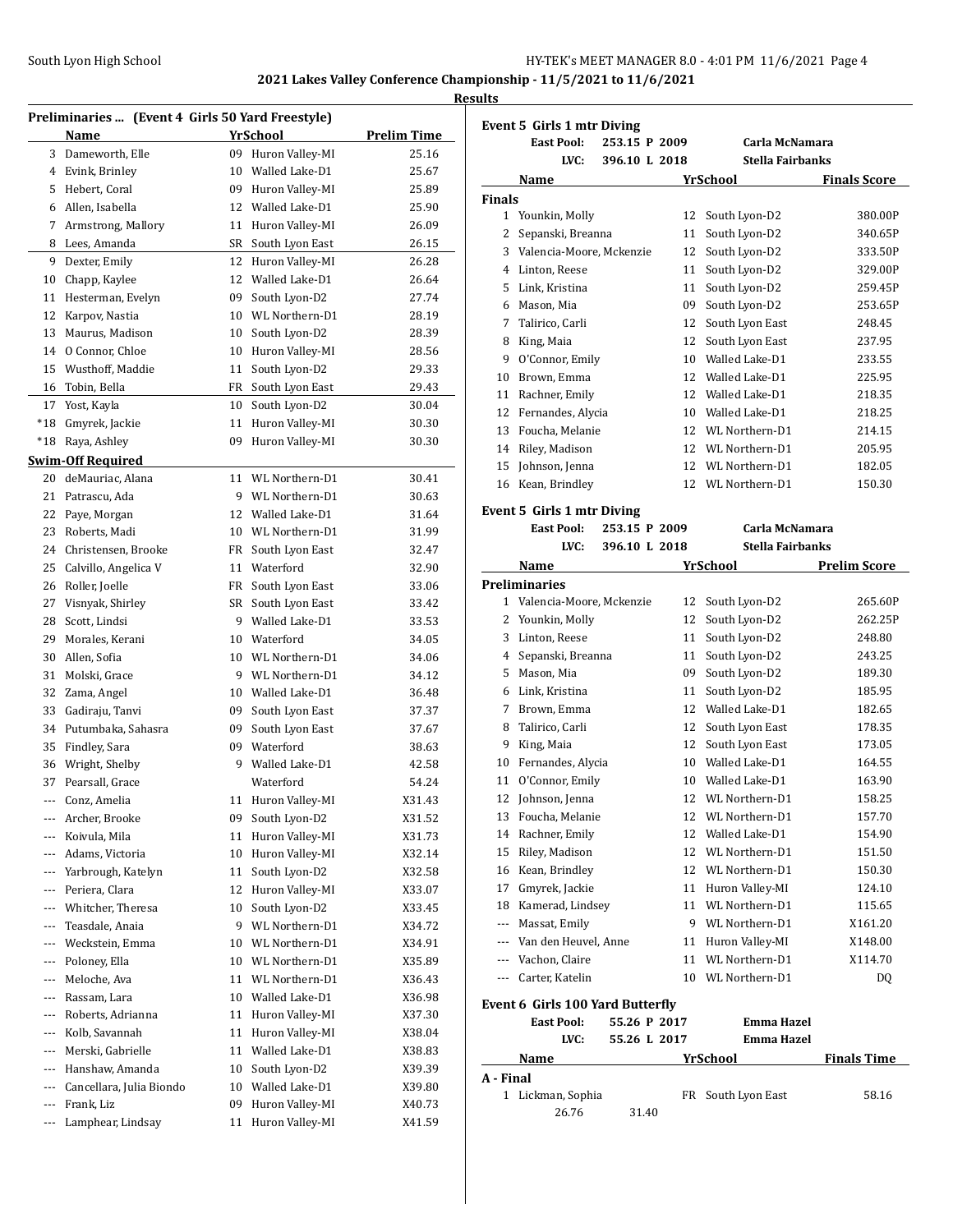**2021 Lakes Valley Conference Championship - 11/5/2021 to 11/6/2021**

**Results**

## Preliminaries ... (Event 4 Girls 50 Yard Freestyle)

| | Name | Yr | School | Prelim Time |
|---|---|---|---|---|
| 3 | Dameworth, Elle | 09 | Huron Valley-MI | 25.16 |
| 4 | Evink, Brinley | 10 | Walled Lake-D1 | 25.67 |
| 5 | Hebert, Coral | 09 | Huron Valley-MI | 25.89 |
| 6 | Allen, Isabella | 12 | Walled Lake-D1 | 25.90 |
| 7 | Armstrong, Mallory | 11 | Huron Valley-MI | 26.09 |
| 8 | Lees, Amanda | SR | South Lyon East | 26.15 |
| 9 | Dexter, Emily | 12 | Huron Valley-MI | 26.28 |
| 10 | Chapp, Kaylee | 12 | Walled Lake-D1 | 26.64 |
| 11 | Hesterman, Evelyn | 09 | South Lyon-D2 | 27.74 |
| 12 | Karpov, Nastia | 10 | WL Northern-D1 | 28.19 |
| 13 | Maurus, Madison | 10 | South Lyon-D2 | 28.39 |
| 14 | O Connor, Chloe | 10 | Huron Valley-MI | 28.56 |
| 15 | Wusthoff, Maddie | 11 | South Lyon-D2 | 29.33 |
| 16 | Tobin, Bella | FR | South Lyon East | 29.43 |
| 17 | Yost, Kayla | 10 | South Lyon-D2 | 30.04 |
| *18 | Gmyrek, Jackie | 11 | Huron Valley-MI | 30.30 |
| *18 | Raya, Ashley | 09 | Huron Valley-MI | 30.30 |
| **Swim-Off Required** | | | | |
| 20 | deMauriac, Alana | 11 | WL Northern-D1 | 30.41 |
| 21 | Patrascu, Ada | 9 | WL Northern-D1 | 30.63 |
| 22 | Paye, Morgan | 12 | Walled Lake-D1 | 31.64 |
| 23 | Roberts, Madi | 10 | WL Northern-D1 | 31.99 |
| 24 | Christensen, Brooke | FR | South Lyon East | 32.47 |
| 25 | Calvillo, Angelica V | 11 | Waterford | 32.90 |
| 26 | Roller, Joelle | FR | South Lyon East | 33.06 |
| 27 | Visnyak, Shirley | SR | South Lyon East | 33.42 |
| 28 | Scott, Lindsi | 9 | Walled Lake-D1 | 33.53 |
| 29 | Morales, Kerani | 10 | Waterford | 34.05 |
| 30 | Allen, Sofia | 10 | WL Northern-D1 | 34.06 |
| 31 | Molski, Grace | 9 | WL Northern-D1 | 34.12 |
| 32 | Zama, Angel | 10 | Walled Lake-D1 | 36.48 |
| 33 | Gadiraju, Tanvi | 09 | South Lyon East | 37.37 |
| 34 | Putumbaka, Sahasra | 09 | South Lyon East | 37.67 |
| 35 | Findley, Sara | 09 | Waterford | 38.63 |
| 36 | Wright, Shelby | 9 | Walled Lake-D1 | 42.58 |
| 37 | Pearsall, Grace | | Waterford | 54.24 |
| --- | Conz, Amelia | 11 | Huron Valley-MI | X31.43 |
| --- | Archer, Brooke | 09 | South Lyon-D2 | X31.52 |
| --- | Koivula, Mila | 11 | Huron Valley-MI | X31.73 |
| --- | Adams, Victoria | 10 | Huron Valley-MI | X32.14 |
| --- | Yarbrough, Katelyn | 11 | South Lyon-D2 | X32.58 |
| --- | Periera, Clara | 12 | Huron Valley-MI | X33.07 |
| --- | Whitcher, Theresa | 10 | South Lyon-D2 | X33.45 |
| --- | Teasdale, Anaia | 9 | WL Northern-D1 | X34.72 |
| --- | Weckstein, Emma | 10 | WL Northern-D1 | X34.91 |
| --- | Poloney, Ella | 10 | WL Northern-D1 | X35.89 |
| --- | Meloche, Ava | 11 | WL Northern-D1 | X36.43 |
| --- | Rassam, Lara | 10 | Walled Lake-D1 | X36.98 |
| --- | Roberts, Adrianna | 11 | Huron Valley-MI | X37.30 |
| --- | Kolb, Savannah | 11 | Huron Valley-MI | X38.04 |
| --- | Merski, Gabrielle | 11 | Walled Lake-D1 | X38.83 |
| --- | Hanshaw, Amanda | 10 | South Lyon-D2 | X39.39 |
| --- | Cancellara, Julia Biondo | 10 | Walled Lake-D1 | X39.80 |
| --- | Frank, Liz | 09 | Huron Valley-MI | X40.73 |
| --- | Lamphear, Lindsay | 11 | Huron Valley-MI | X41.59 |

## Event 5 Girls 1 mtr Diving

East Pool: 253.15 P 2009 Carla McNamara
LVC: 396.10 L 2018 Stella Fairbanks

| | Name | Yr | School | Finals Score |
|---|---|---|---|---|
| **Finals** | | | | |
| 1 | Younkin, Molly | 12 | South Lyon-D2 | 380.00P |
| 2 | Sepanski, Breanna | 11 | South Lyon-D2 | 340.65P |
| 3 | Valencia-Moore, Mckenzie | 12 | South Lyon-D2 | 333.50P |
| 4 | Linton, Reese | 11 | South Lyon-D2 | 329.00P |
| 5 | Link, Kristina | 11 | South Lyon-D2 | 259.45P |
| 6 | Mason, Mia | 09 | South Lyon-D2 | 253.65P |
| 7 | Talirico, Carli | 12 | South Lyon East | 248.45 |
| 8 | King, Maia | 12 | South Lyon East | 237.95 |
| 9 | O'Connor, Emily | 10 | Walled Lake-D1 | 233.55 |
| 10 | Brown, Emma | 12 | Walled Lake-D1 | 225.95 |
| 11 | Rachner, Emily | 12 | Walled Lake-D1 | 218.35 |
| 12 | Fernandes, Alycia | 10 | Walled Lake-D1 | 218.25 |
| 13 | Foucha, Melanie | 12 | WL Northern-D1 | 214.15 |
| 14 | Riley, Madison | 12 | WL Northern-D1 | 205.95 |
| 15 | Johnson, Jenna | 12 | WL Northern-D1 | 182.05 |
| 16 | Kean, Brindley | 12 | WL Northern-D1 | 150.30 |

## Event 5 Girls 1 mtr Diving

East Pool: 253.15 P 2009 Carla McNamara
LVC: 396.10 L 2018 Stella Fairbanks

| | Name | Yr | School | Prelim Score |
|---|---|---|---|---|
| **Preliminaries** | | | | |
| 1 | Valencia-Moore, Mckenzie | 12 | South Lyon-D2 | 265.60P |
| 2 | Younkin, Molly | 12 | South Lyon-D2 | 262.25P |
| 3 | Linton, Reese | 11 | South Lyon-D2 | 248.80 |
| 4 | Sepanski, Breanna | 11 | South Lyon-D2 | 243.25 |
| 5 | Mason, Mia | 09 | South Lyon-D2 | 189.30 |
| 6 | Link, Kristina | 11 | South Lyon-D2 | 185.95 |
| 7 | Brown, Emma | 12 | Walled Lake-D1 | 182.65 |
| 8 | Talirico, Carli | 12 | South Lyon East | 178.35 |
| 9 | King, Maia | 12 | South Lyon East | 173.05 |
| 10 | Fernandes, Alycia | 10 | Walled Lake-D1 | 164.55 |
| 11 | O'Connor, Emily | 10 | Walled Lake-D1 | 163.90 |
| 12 | Johnson, Jenna | 12 | WL Northern-D1 | 158.25 |
| 13 | Foucha, Melanie | 12 | WL Northern-D1 | 157.70 |
| 14 | Rachner, Emily | 12 | Walled Lake-D1 | 154.90 |
| 15 | Riley, Madison | 12 | WL Northern-D1 | 151.50 |
| 16 | Kean, Brindley | 12 | WL Northern-D1 | 150.30 |
| 17 | Gmyrek, Jackie | 11 | Huron Valley-MI | 124.10 |
| 18 | Kamerad, Lindsey | 11 | WL Northern-D1 | 115.65 |
| --- | Massat, Emily | 9 | WL Northern-D1 | X161.20 |
| --- | Van den Heuvel, Anne | 11 | Huron Valley-MI | X148.00 |
| --- | Vachon, Claire | 11 | WL Northern-D1 | X114.70 |
| --- | Carter, Katelin | 10 | WL Northern-D1 | DQ |

## Event 6 Girls 100 Yard Butterfly

East Pool: 55.26 P 2017 Emma Hazel
LVC: 55.26 L 2017 Emma Hazel

| | Name | Yr | School | Finals Time |
|---|---|---|---|---|
| **A - Final** | | | | |
| 1 | Lickman, Sophia | FR | South Lyon East | 58.16 |
| | 26.76 | 31.40 | | |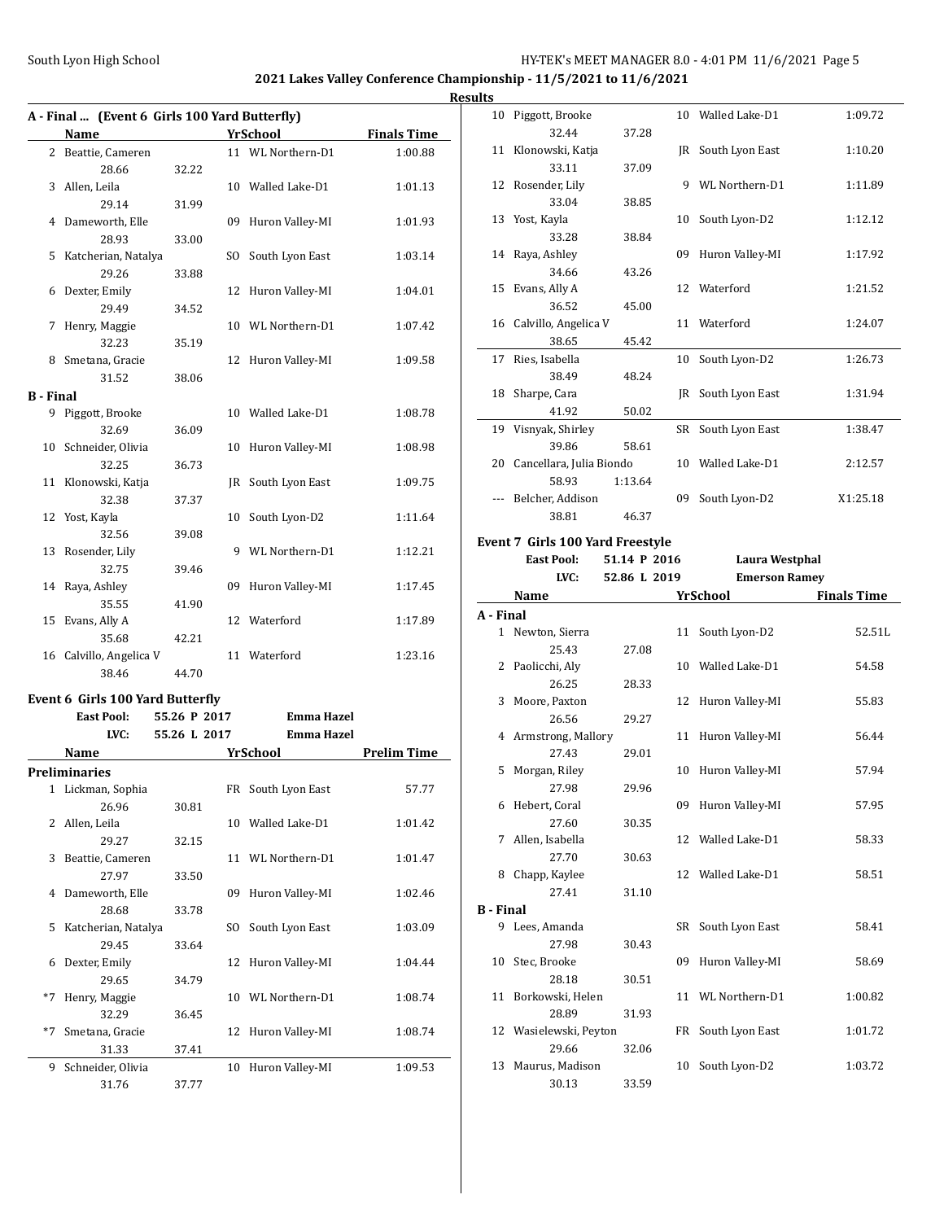2021 Lakes Valley Conference Championship - 11/5/2021 to 11/6/2021

Results

### A - Final ... (Event 6 Girls 100 Yard Butterfly)

| | Name | | Yr | School | Finals Time |
|---|---|---|---|---|---|
| 2 | Beattie, Cameren | | 11 | WL Northern-D1 | 1:00.88 |
| | 28.66 | 32.22 | | | |
| 3 | Allen, Leila | | 10 | Walled Lake-D1 | 1:01.13 |
| | 29.14 | 31.99 | | | |
| 4 | Dameworth, Elle | | 09 | Huron Valley-MI | 1:01.93 |
| | 28.93 | 33.00 | | | |
| 5 | Katcherian, Natalya | | SO | South Lyon East | 1:03.14 |
| | 29.26 | 33.88 | | | |
| 6 | Dexter, Emily | | 12 | Huron Valley-MI | 1:04.01 |
| | 29.49 | 34.52 | | | |
| 7 | Henry, Maggie | | 10 | WL Northern-D1 | 1:07.42 |
| | 32.23 | 35.19 | | | |
| 8 | Smetana, Gracie | | 12 | Huron Valley-MI | 1:09.58 |
| | 31.52 | 38.06 | | | |

**B - Final**

| | Name | | Yr | School | Finals Time |
|---|---|---|---|---|---|
| 9 | Piggott, Brooke | | 10 | Walled Lake-D1 | 1:08.78 |
| | 32.69 | 36.09 | | | |
| 10 | Schneider, Olivia | | 10 | Huron Valley-MI | 1:08.98 |
| | 32.25 | 36.73 | | | |
| 11 | Klonowski, Katja | | JR | South Lyon East | 1:09.75 |
| | 32.38 | 37.37 | | | |
| 12 | Yost, Kayla | | 10 | South Lyon-D2 | 1:11.64 |
| | 32.56 | 39.08 | | | |
| 13 | Rosender, Lily | | 9 | WL Northern-D1 | 1:12.21 |
| | 32.75 | 39.46 | | | |
| 14 | Raya, Ashley | | 09 | Huron Valley-MI | 1:17.45 |
| | 35.55 | 41.90 | | | |
| 15 | Evans, Ally A | | 12 | Waterford | 1:17.89 |
| | 35.68 | 42.21 | | | |
| 16 | Calvillo, Angelica V | | 11 | Waterford | 1:23.16 |
| | 38.46 | 44.70 | | | |

### Event 6 Girls 100 Yard Butterfly

East Pool: 55.26 P 2017 Emma Hazel

LVC: 55.26 L 2017 Emma Hazel

| | Name | | Yr | School | Prelim Time |
|---|---|---|---|---|---|
| **Preliminaries** | | | | | |
| 1 | Lickman, Sophia | | FR | South Lyon East | 57.77 |
| | 26.96 | 30.81 | | | |
| 2 | Allen, Leila | | 10 | Walled Lake-D1 | 1:01.42 |
| | 29.27 | 32.15 | | | |
| 3 | Beattie, Cameren | | 11 | WL Northern-D1 | 1:01.47 |
| | 27.97 | 33.50 | | | |
| 4 | Dameworth, Elle | | 09 | Huron Valley-MI | 1:02.46 |
| | 28.68 | 33.78 | | | |
| 5 | Katcherian, Natalya | | SO | South Lyon East | 1:03.09 |
| | 29.45 | 33.64 | | | |
| 6 | Dexter, Emily | | 12 | Huron Valley-MI | 1:04.44 |
| | 29.65 | 34.79 | | | |
| *7 | Henry, Maggie | | 10 | WL Northern-D1 | 1:08.74 |
| | 32.29 | 36.45 | | | |
| *7 | Smetana, Gracie | | 12 | Huron Valley-MI | 1:08.74 |
| | 31.33 | 37.41 | | | |
| 9 | Schneider, Olivia | | 10 | Huron Valley-MI | 1:09.53 |
| | 31.76 | 37.77 | | | |
| 10 | Piggott, Brooke | | 10 | Walled Lake-D1 | 1:09.72 |
| | 32.44 | 37.28 | | | |
| 11 | Klonowski, Katja | | JR | South Lyon East | 1:10.20 |
| | 33.11 | 37.09 | | | |
| 12 | Rosender, Lily | | 9 | WL Northern-D1 | 1:11.89 |
| | 33.04 | 38.85 | | | |
| 13 | Yost, Kayla | | 10 | South Lyon-D2 | 1:12.12 |
| | 33.28 | 38.84 | | | |
| 14 | Raya, Ashley | | 09 | Huron Valley-MI | 1:17.92 |
| | 34.66 | 43.26 | | | |
| 15 | Evans, Ally A | | 12 | Waterford | 1:21.52 |
| | 36.52 | 45.00 | | | |
| 16 | Calvillo, Angelica V | | 11 | Waterford | 1:24.07 |
| | 38.65 | 45.42 | | | |
| 17 | Ries, Isabella | | 10 | South Lyon-D2 | 1:26.73 |
| | 38.49 | 48.24 | | | |
| 18 | Sharpe, Cara | | JR | South Lyon East | 1:31.94 |
| | 41.92 | 50.02 | | | |
| 19 | Visnyak, Shirley | | SR | South Lyon East | 1:38.47 |
| | 39.86 | 58.61 | | | |
| 20 | Cancellara, Julia Biondo | | 10 | Walled Lake-D1 | 2:12.57 |
| | 58.93 | 1:13.64 | | | |
| --- | Belcher, Addison | | 09 | South Lyon-D2 | X1:25.18 |
| | 38.81 | 46.37 | | | |

### Event 7 Girls 100 Yard Freestyle

East Pool: 51.14 P 2016 Laura Westphal

LVC: 52.86 L 2019 Emerson Ramey

| | Name | | Yr | School | Finals Time |
|---|---|---|---|---|---|
| **A - Final** | | | | | |
| 1 | Newton, Sierra | | 11 | South Lyon-D2 | 52.51L |
| | 25.43 | 27.08 | | | |
| 2 | Paolicchi, Aly | | 10 | Walled Lake-D1 | 54.58 |
| | 26.25 | 28.33 | | | |
| 3 | Moore, Paxton | | 12 | Huron Valley-MI | 55.83 |
| | 26.56 | 29.27 | | | |
| 4 | Armstrong, Mallory | | 11 | Huron Valley-MI | 56.44 |
| | 27.43 | 29.01 | | | |
| 5 | Morgan, Riley | | 10 | Huron Valley-MI | 57.94 |
| | 27.98 | 29.96 | | | |
| 6 | Hebert, Coral | | 09 | Huron Valley-MI | 57.95 |
| | 27.60 | 30.35 | | | |
| 7 | Allen, Isabella | | 12 | Walled Lake-D1 | 58.33 |
| | 27.70 | 30.63 | | | |
| 8 | Chapp, Kaylee | | 12 | Walled Lake-D1 | 58.51 |
| | 27.41 | 31.10 | | | |
| **B - Final** | | | | | |
| 9 | Lees, Amanda | | SR | South Lyon East | 58.41 |
| | 27.98 | 30.43 | | | |
| 10 | Stec, Brooke | | 09 | Huron Valley-MI | 58.69 |
| | 28.18 | 30.51 | | | |
| 11 | Borkowski, Helen | | 11 | WL Northern-D1 | 1:00.82 |
| | 28.89 | 31.93 | | | |
| 12 | Wasielewski, Peyton | | FR | South Lyon East | 1:01.72 |
| | 29.66 | 32.06 | | | |
| 13 | Maurus, Madison | | 10 | South Lyon-D2 | 1:03.72 |
| | 30.13 | 33.59 | | | |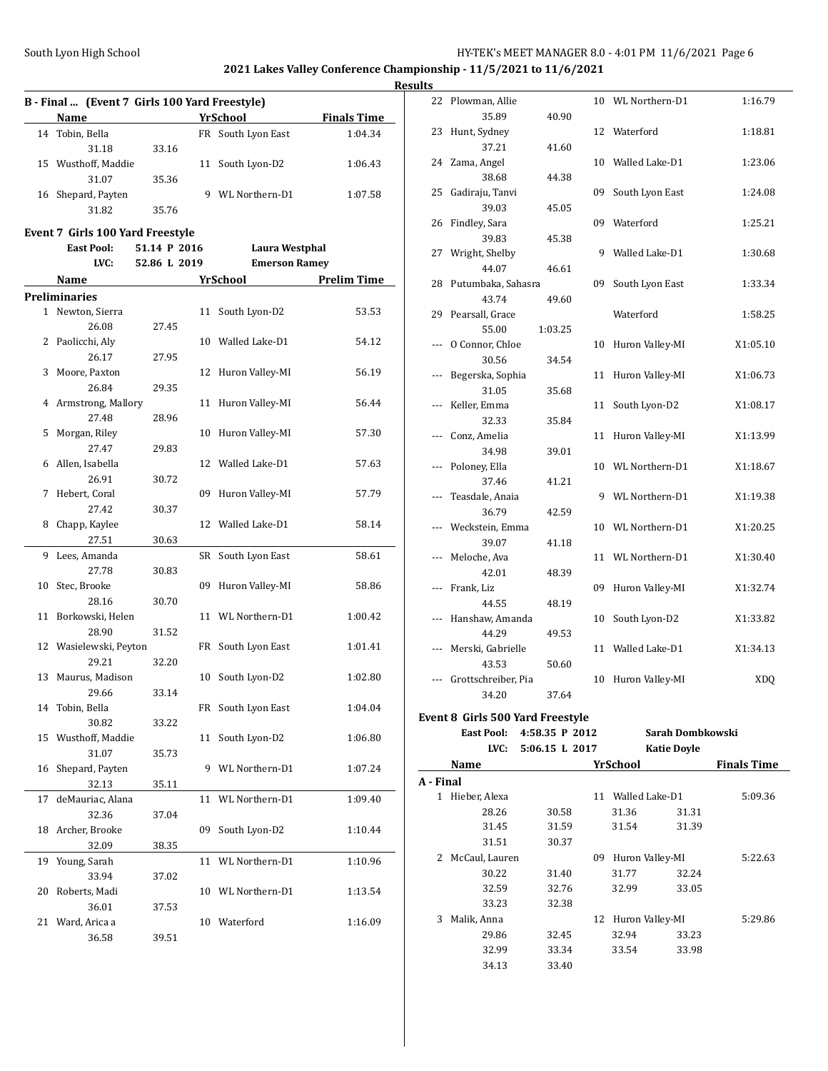## B - Final ... (Event 7 Girls 100 Yard Freestyle)

| | Name | | Yr | School | Finals Time |
|---|---|---|---|---|---|
| 14 | Tobin, Bella | | FR | South Lyon East | 1:04.34 |
| | 31.18 | 33.16 | | | |
| 15 | Wusthoff, Maddie | | 11 | South Lyon-D2 | 1:06.43 |
| | 31.07 | 35.36 | | | |
| 16 | Shepard, Payten | | 9 | WL Northern-D1 | 1:07.58 |
| | 31.82 | 35.76 | | | |

## Event 7 Girls 100 Yard Freestyle

East Pool: 51.14 P 2016 Laura Westphal
LVC: 52.86 L 2019 Emerson Ramey

| | Name | | Yr | School | Prelim Time |
|---|---|---|---|---|---|
| **Preliminaries** | | | | | |
| 1 | Newton, Sierra | | 11 | South Lyon-D2 | 53.53 |
| | 26.08 | 27.45 | | | |
| 2 | Paolicchi, Aly | | 10 | Walled Lake-D1 | 54.12 |
| | 26.17 | 27.95 | | | |
| 3 | Moore, Paxton | | 12 | Huron Valley-MI | 56.19 |
| | 26.84 | 29.35 | | | |
| 4 | Armstrong, Mallory | | 11 | Huron Valley-MI | 56.44 |
| | 27.48 | 28.96 | | | |
| 5 | Morgan, Riley | | 10 | Huron Valley-MI | 57.30 |
| | 27.47 | 29.83 | | | |
| 6 | Allen, Isabella | | 12 | Walled Lake-D1 | 57.63 |
| | 26.91 | 30.72 | | | |
| 7 | Hebert, Coral | | 09 | Huron Valley-MI | 57.79 |
| | 27.42 | 30.37 | | | |
| 8 | Chapp, Kaylee | | 12 | Walled Lake-D1 | 58.14 |
| | 27.51 | 30.63 | | | |
| 9 | Lees, Amanda | | SR | South Lyon East | 58.61 |
| | 27.78 | 30.83 | | | |
| 10 | Stec, Brooke | | 09 | Huron Valley-MI | 58.86 |
| | 28.16 | 30.70 | | | |
| 11 | Borkowski, Helen | | 11 | WL Northern-D1 | 1:00.42 |
| | 28.90 | 31.52 | | | |
| 12 | Wasielewski, Peyton | | FR | South Lyon East | 1:01.41 |
| | 29.21 | 32.20 | | | |
| 13 | Maurus, Madison | | 10 | South Lyon-D2 | 1:02.80 |
| | 29.66 | 33.14 | | | |
| 14 | Tobin, Bella | | FR | South Lyon East | 1:04.04 |
| | 30.82 | 33.22 | | | |
| 15 | Wusthoff, Maddie | | 11 | South Lyon-D2 | 1:06.80 |
| | 31.07 | 35.73 | | | |
| 16 | Shepard, Payten | | 9 | WL Northern-D1 | 1:07.24 |
| | 32.13 | 35.11 | | | |
| 17 | deMauriac, Alana | | 11 | WL Northern-D1 | 1:09.40 |
| | 32.36 | 37.04 | | | |
| 18 | Archer, Brooke | | 09 | South Lyon-D2 | 1:10.44 |
| | 32.09 | 38.35 | | | |
| 19 | Young, Sarah | | 11 | WL Northern-D1 | 1:10.96 |
| | 33.94 | 37.02 | | | |
| 20 | Roberts, Madi | | 10 | WL Northern-D1 | 1:13.54 |
| | 36.01 | 37.53 | | | |
| 21 | Ward, Arica a | | 10 | Waterford | 1:16.09 |
| | 36.58 | 39.51 | | | |
| 22 | Plowman, Allie | | 10 | WL Northern-D1 | 1:16.79 |
| | 35.89 | 40.90 | | | |
| 23 | Hunt, Sydney | | 12 | Waterford | 1:18.81 |
| | 37.21 | 41.60 | | | |
| 24 | Zama, Angel | | 10 | Walled Lake-D1 | 1:23.06 |
| | 38.68 | 44.38 | | | |
| 25 | Gadiraju, Tanvi | | 09 | South Lyon East | 1:24.08 |
| | 39.03 | 45.05 | | | |
| 26 | Findley, Sara | | 09 | Waterford | 1:25.21 |
| | 39.83 | 45.38 | | | |
| 27 | Wright, Shelby | | 9 | Walled Lake-D1 | 1:30.68 |
| | 44.07 | 46.61 | | | |
| 28 | Putumbaka, Sahasra | | 09 | South Lyon East | 1:33.34 |
| | 43.74 | 49.60 | | | |
| 29 | Pearsall, Grace | | | Waterford | 1:58.25 |
| | 55.00 | 1:03.25 | | | |
| --- | O Connor, Chloe | | 10 | Huron Valley-MI | X1:05.10 |
| | 30.56 | 34.54 | | | |
| --- | Begerska, Sophia | | 11 | Huron Valley-MI | X1:06.73 |
| | 31.05 | 35.68 | | | |
| --- | Keller, Emma | | 11 | South Lyon-D2 | X1:08.17 |
| | 32.33 | 35.84 | | | |
| --- | Conz, Amelia | | 11 | Huron Valley-MI | X1:13.99 |
| | 34.98 | 39.01 | | | |
| --- | Poloney, Ella | | 10 | WL Northern-D1 | X1:18.67 |
| | 37.46 | 41.21 | | | |
| --- | Teasdale, Anaia | | 9 | WL Northern-D1 | X1:19.38 |
| | 36.79 | 42.59 | | | |
| --- | Weckstein, Emma | | 10 | WL Northern-D1 | X1:20.25 |
| | 39.07 | 41.18 | | | |
| --- | Meloche, Ava | | 11 | WL Northern-D1 | X1:30.40 |
| | 42.01 | 48.39 | | | |
| --- | Frank, Liz | | 09 | Huron Valley-MI | X1:32.74 |
| | 44.55 | 48.19 | | | |
| --- | Hanshaw, Amanda | | 10 | South Lyon-D2 | X1:33.82 |
| | 44.29 | 49.53 | | | |
| --- | Merski, Gabrielle | | 11 | Walled Lake-D1 | X1:34.13 |
| | 43.53 | 50.60 | | | |
| --- | Grottschreiber, Pia | | 10 | Huron Valley-MI | XDQ |
| | 34.20 | 37.64 | | | |

## Event 8 Girls 500 Yard Freestyle

East Pool: 4:58.35 P 2012 Sarah Dombkowski
LVC: 5:06.15 L 2017 Katie Doyle

| | Name | | Yr | School | | Finals Time |
|---|---|---|---|---|---|---|
| **A - Final** | | | | | | |
| 1 | Hieber, Alexa | | 11 | Walled Lake-D1 | | 5:09.36 |
| | 28.26 | 30.58 | | 31.36 | 31.31 | |
| | 31.45 | 31.59 | | 31.54 | 31.39 | |
| | 31.51 | 30.37 | | | | |
| 2 | McCaul, Lauren | | 09 | Huron Valley-MI | | 5:22.63 |
| | 30.22 | 31.40 | | 31.77 | 32.24 | |
| | 32.59 | 32.76 | | 32.99 | 33.05 | |
| | 33.23 | 32.38 | | | | |
| 3 | Malik, Anna | | 12 | Huron Valley-MI | | 5:29.86 |
| | 29.86 | 32.45 | | 32.94 | 33.23 | |
| | 32.99 | 33.34 | | 33.54 | 33.98 | |
| | 34.13 | 33.40 | | | | |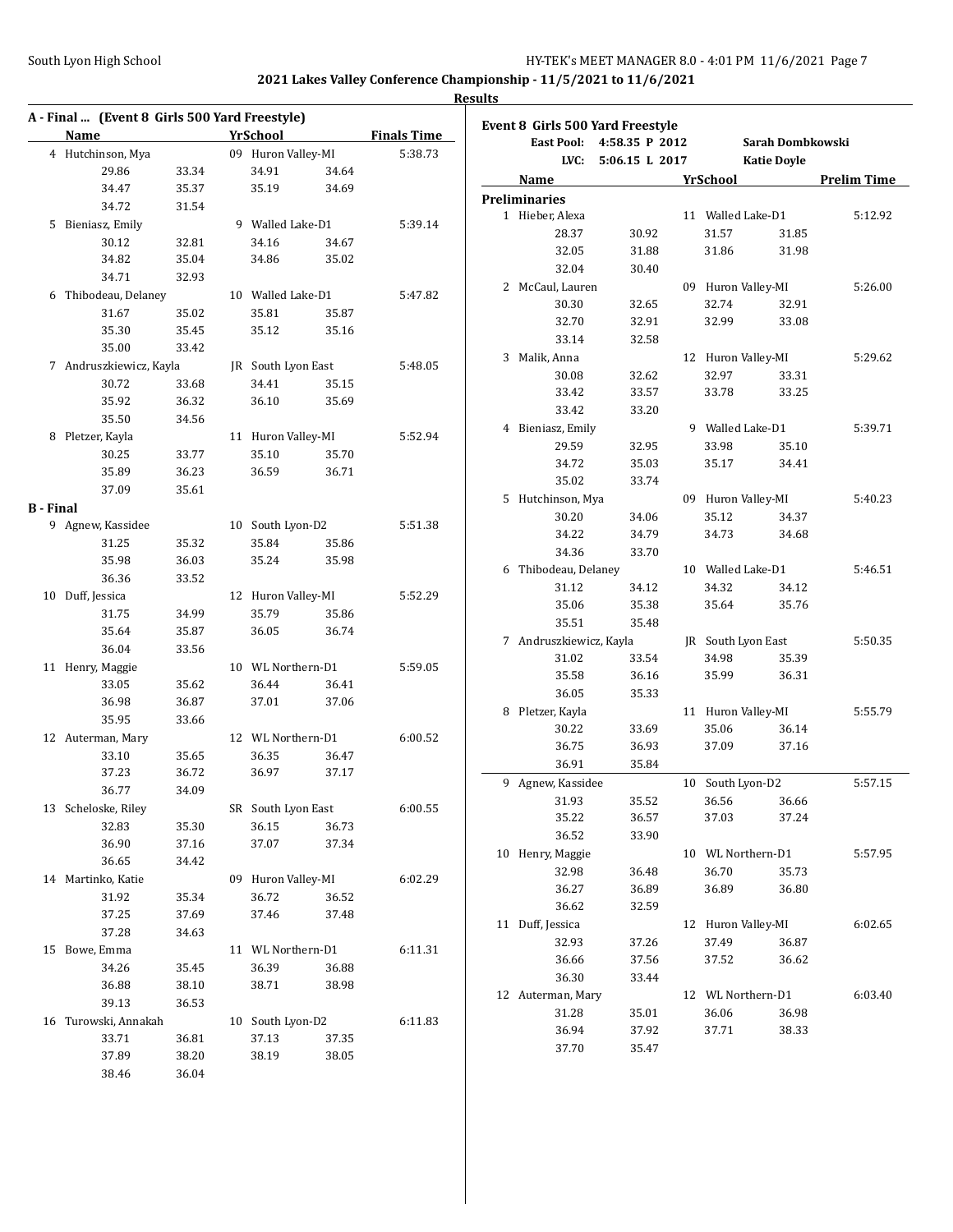**2021 Lakes Valley Conference Championship - 11/5/2021 to 11/6/2021**

**Results**

## A - Final ... (Event 8 Girls 500 Yard Freestyle)

| Name | | YrSchool | | Finals Time |
|---|---|---|---|---|
| 4 Hutchinson, Mya | | 09 Huron Valley-MI | | 5:38.73 |
| 29.86 | 33.34 | 34.91 | 34.64 | |
| 34.47 | 35.37 | 35.19 | 34.69 | |
| 34.72 | 31.54 | | | |
| 5 Bieniasz, Emily | | 9 Walled Lake-D1 | | 5:39.14 |
| 30.12 | 32.81 | 34.16 | 34.67 | |
| 34.82 | 35.04 | 34.86 | 35.02 | |
| 34.71 | 32.93 | | | |
| 6 Thibodeau, Delaney | | 10 Walled Lake-D1 | | 5:47.82 |
| 31.67 | 35.02 | 35.81 | 35.87 | |
| 35.30 | 35.45 | 35.12 | 35.16 | |
| 35.00 | 33.42 | | | |
| 7 Andruszkiewicz, Kayla | | JR South Lyon East | | 5:48.05 |
| 30.72 | 33.68 | 34.41 | 35.15 | |
| 35.92 | 36.32 | 36.10 | 35.69 | |
| 35.50 | 34.56 | | | |
| 8 Pletzer, Kayla | | 11 Huron Valley-MI | | 5:52.94 |
| 30.25 | 33.77 | 35.10 | 35.70 | |
| 35.89 | 36.23 | 36.59 | 36.71 | |
| 37.09 | 35.61 | | | |

## B - Final

| Name | | YrSchool | | Finals Time |
|---|---|---|---|---|
| 9 Agnew, Kassidee | | 10 South Lyon-D2 | | 5:51.38 |
| 31.25 | 35.32 | 35.84 | 35.86 | |
| 35.98 | 36.03 | 35.24 | 35.98 | |
| 36.36 | 33.52 | | | |
| 10 Duff, Jessica | | 12 Huron Valley-MI | | 5:52.29 |
| 31.75 | 34.99 | 35.79 | 35.86 | |
| 35.64 | 35.87 | 36.05 | 36.74 | |
| 36.04 | 33.56 | | | |
| 11 Henry, Maggie | | 10 WL Northern-D1 | | 5:59.05 |
| 33.05 | 35.62 | 36.44 | 36.41 | |
| 36.98 | 36.87 | 37.01 | 37.06 | |
| 35.95 | 33.66 | | | |
| 12 Auterman, Mary | | 12 WL Northern-D1 | | 6:00.52 |
| 33.10 | 35.65 | 36.35 | 36.47 | |
| 37.23 | 36.72 | 36.97 | 37.17 | |
| 36.77 | 34.09 | | | |
| 13 Scheloske, Riley | | SR South Lyon East | | 6:00.55 |
| 32.83 | 35.30 | 36.15 | 36.73 | |
| 36.90 | 37.16 | 37.07 | 37.34 | |
| 36.65 | 34.42 | | | |
| 14 Martinko, Katie | | 09 Huron Valley-MI | | 6:02.29 |
| 31.92 | 35.34 | 36.72 | 36.52 | |
| 37.25 | 37.69 | 37.46 | 37.48 | |
| 37.28 | 34.63 | | | |
| 15 Bowe, Emma | | 11 WL Northern-D1 | | 6:11.31 |
| 34.26 | 35.45 | 36.39 | 36.88 | |
| 36.88 | 38.10 | 38.71 | 38.98 | |
| 39.13 | 36.53 | | | |
| 16 Turowski, Annakah | | 10 South Lyon-D2 | | 6:11.83 |
| 33.71 | 36.81 | 37.13 | 37.35 | |
| 37.89 | 38.20 | 38.19 | 38.05 | |
| 38.46 | 36.04 | | | |

## Event 8 Girls 500 Yard Freestyle

| | | | |
|---|---|---|---|
| East Pool: | 4:58.35 P 2012 | Sarah Dombkowski | |
| LVC: | 5:06.15 L 2017 | Katie Doyle | |

### Preliminaries

| Name | | YrSchool | | Prelim Time |
|---|---|---|---|---|
| 1 Hieber, Alexa | | 11 Walled Lake-D1 | | 5:12.92 |
| 28.37 | 30.92 | 31.57 | 31.85 | |
| 32.05 | 31.88 | 31.86 | 31.98 | |
| 32.04 | 30.40 | | | |
| 2 McCaul, Lauren | | 09 Huron Valley-MI | | 5:26.00 |
| 30.30 | 32.65 | 32.74 | 32.91 | |
| 32.70 | 32.91 | 32.99 | 33.08 | |
| 33.14 | 32.58 | | | |
| 3 Malik, Anna | | 12 Huron Valley-MI | | 5:29.62 |
| 30.08 | 32.62 | 32.97 | 33.31 | |
| 33.42 | 33.57 | 33.78 | 33.25 | |
| 33.42 | 33.20 | | | |
| 4 Bieniasz, Emily | | 9 Walled Lake-D1 | | 5:39.71 |
| 29.59 | 32.95 | 33.98 | 35.10 | |
| 34.72 | 35.03 | 35.17 | 34.41 | |
| 35.02 | 33.74 | | | |
| 5 Hutchinson, Mya | | 09 Huron Valley-MI | | 5:40.23 |
| 30.20 | 34.06 | 35.12 | 34.37 | |
| 34.22 | 34.79 | 34.73 | 34.68 | |
| 34.36 | 33.70 | | | |
| 6 Thibodeau, Delaney | | 10 Walled Lake-D1 | | 5:46.51 |
| 31.12 | 34.12 | 34.32 | 34.12 | |
| 35.06 | 35.38 | 35.64 | 35.76 | |
| 35.51 | 35.48 | | | |
| 7 Andruszkiewicz, Kayla | | JR South Lyon East | | 5:50.35 |
| 31.02 | 33.54 | 34.98 | 35.39 | |
| 35.58 | 36.16 | 35.99 | 36.31 | |
| 36.05 | 35.33 | | | |
| 8 Pletzer, Kayla | | 11 Huron Valley-MI | | 5:55.79 |
| 30.22 | 33.69 | 35.06 | 36.14 | |
| 36.75 | 36.93 | 37.09 | 37.16 | |
| 36.91 | 35.84 | | | |
| 9 Agnew, Kassidee | | 10 South Lyon-D2 | | 5:57.15 |
| 31.93 | 35.52 | 36.56 | 36.66 | |
| 35.22 | 36.57 | 37.03 | 37.24 | |
| 36.52 | 33.90 | | | |
| 10 Henry, Maggie | | 10 WL Northern-D1 | | 5:57.95 |
| 32.98 | 36.48 | 36.70 | 35.73 | |
| 36.27 | 36.89 | 36.89 | 36.80 | |
| 36.62 | 32.59 | | | |
| 11 Duff, Jessica | | 12 Huron Valley-MI | | 6:02.65 |
| 32.93 | 37.26 | 37.49 | 36.87 | |
| 36.66 | 37.56 | 37.52 | 36.62 | |
| 36.30 | 33.44 | | | |
| 12 Auterman, Mary | | 12 WL Northern-D1 | | 6:03.40 |
| 31.28 | 35.01 | 36.06 | 36.98 | |
| 36.94 | 37.92 | 37.71 | 38.33 | |
| 37.70 | 35.47 | | | |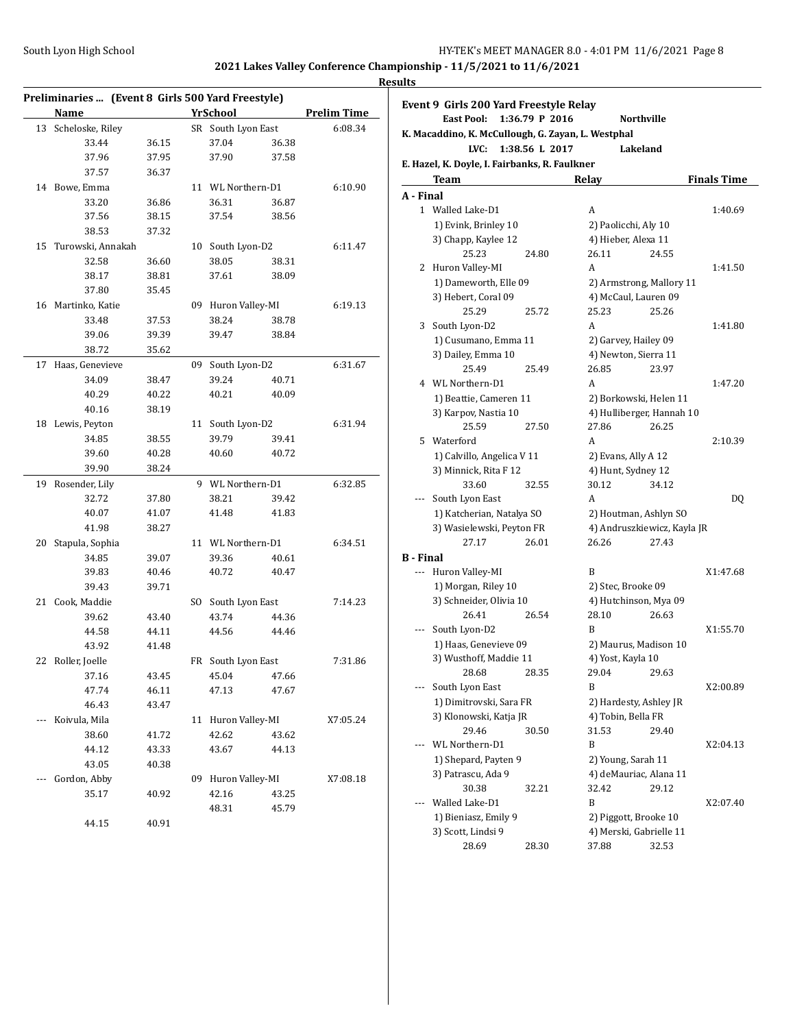## 2021 Lakes Valley Conference Championship - 11/5/2021 to 11/6/2021

### Results

**Preliminaries ... (Event 8 Girls 500 Yard Freestyle)**

| | Name | Yr | School | Prelim Time |
|---|---|---|---|---|
| 13 | Scheloske, Riley | SR | South Lyon East | 6:08.34 |
| | 33.44 36.15 37.04 36.38 37.96 37.95 37.90 37.58 37.57 36.37 | | | |
| 14 | Bowe, Emma | 11 | WL Northern-D1 | 6:10.90 |
| | 33.20 36.86 36.31 36.87 37.56 38.15 37.54 38.56 38.53 37.32 | | | |
| 15 | Turowski, Annakah | 10 | South Lyon-D2 | 6:11.47 |
| | 32.58 36.60 38.05 38.31 38.17 38.81 37.61 38.09 37.80 35.45 | | | |
| 16 | Martinko, Katie | 09 | Huron Valley-MI | 6:19.13 |
| | 33.48 37.53 38.24 38.78 39.06 39.39 39.47 38.84 38.72 35.62 | | | |
| 17 | Haas, Genevieve | 09 | South Lyon-D2 | 6:31.67 |
| | 34.09 38.47 39.24 40.71 40.29 40.22 40.21 40.09 40.16 38.19 | | | |
| 18 | Lewis, Peyton | 11 | South Lyon-D2 | 6:31.94 |
| | 34.85 38.55 39.79 39.41 39.60 40.28 40.60 40.72 39.90 38.24 | | | |
| 19 | Rosender, Lily | 9 | WL Northern-D1 | 6:32.85 |
| | 32.72 37.80 38.21 39.42 40.07 41.07 41.48 41.83 41.98 38.27 | | | |
| 20 | Stapula, Sophia | 11 | WL Northern-D1 | 6:34.51 |
| | 34.85 39.07 39.36 40.61 39.83 40.46 40.72 40.47 39.43 39.71 | | | |
| 21 | Cook, Maddie | SO | South Lyon East | 7:14.23 |
| | 39.62 43.40 43.74 44.36 44.58 44.11 44.56 44.46 43.92 41.48 | | | |
| 22 | Roller, Joelle | FR | South Lyon East | 7:31.86 |
| | 37.16 43.45 45.04 47.66 47.74 46.11 47.13 47.67 46.43 43.47 | | | |
| --- | Koivula, Mila | 11 | Huron Valley-MI | X7:05.24 |
| | 38.60 41.72 42.62 43.62 44.12 43.33 43.67 44.13 43.05 40.38 | | | |
| --- | Gordon, Abby | 09 | Huron Valley-MI | X7:08.18 |
| | 35.17 40.92 42.16 43.25 48.31 45.79 44.15 40.91 | | | |

**Event 9 Girls 200 Yard Freestyle Relay**

East Pool: 1:36.79 P 2016 Northville
K. Macaddino, K. McCullough, G. Zayan, L. Westphal
LVC: 1:38.56 L 2017 Lakeland
E. Hazel, K. Doyle, I. Fairbanks, R. Faulkner

| | Team | Relay | Finals Time |
|---|---|---|---|
| **A - Final** | | | |
| 1 | Walled Lake-D1 | A | 1:40.69 |
| | 1) Evink, Brinley 10; 2) Paolicchi, Aly 10; 3) Chapp, Kaylee 12; 4) Hieber, Alexa 11 | | |
| | 25.23 24.80 26.11 24.55 | | |
| 2 | Huron Valley-MI | A | 1:41.50 |
| | 1) Dameworth, Elle 09; 2) Armstrong, Mallory 11; 3) Hebert, Coral 09; 4) McCaul, Lauren 09 | | |
| | 25.29 25.72 25.23 25.26 | | |
| 3 | South Lyon-D2 | A | 1:41.80 |
| | 1) Cusumano, Emma 11; 2) Garvey, Hailey 09; 3) Dailey, Emma 10; 4) Newton, Sierra 11 | | |
| | 25.49 25.49 26.85 23.97 | | |
| 4 | WL Northern-D1 | A | 1:47.20 |
| | 1) Beattie, Cameren 11; 2) Borkowski, Helen 11; 3) Karpov, Nastia 10; 4) Hulliberger, Hannah 10 | | |
| | 25.59 27.50 27.86 26.25 | | |
| 5 | Waterford | A | 2:10.39 |
| | 1) Calvillo, Angelica V 11; 2) Evans, Ally A 12; 3) Minnick, Rita F 12; 4) Hunt, Sydney 12 | | |
| | 33.60 32.55 30.12 34.12 | | |
| --- | South Lyon East | A | DQ |
| | 1) Katcherian, Natalya SO; 2) Houtman, Ashlyn SO; 3) Wasielewski, Peyton FR; 4) Andruszkiewicz, Kayla JR | | |
| | 27.17 26.01 26.26 27.43 | | |
| **B - Final** | | | |
| --- | Huron Valley-MI | B | X1:47.68 |
| | 1) Morgan, Riley 10; 2) Stec, Brooke 09; 3) Schneider, Olivia 10; 4) Hutchinson, Mya 09 | | |
| | 26.41 26.54 28.10 26.63 | | |
| --- | South Lyon-D2 | B | X1:55.70 |
| | 1) Haas, Genevieve 09; 2) Maurus, Madison 10; 3) Wusthoff, Maddie 11; 4) Yost, Kayla 10 | | |
| | 28.68 28.35 29.04 29.63 | | |
| --- | South Lyon East | B | X2:00.89 |
| | 1) Dimitrovski, Sara FR; 2) Hardesty, Ashley JR; 3) Klonowski, Katja JR; 4) Tobin, Bella FR | | |
| | 29.46 30.50 31.53 29.40 | | |
| --- | WL Northern-D1 | B | X2:04.13 |
| | 1) Shepard, Payten 9; 2) Young, Sarah 11; 3) Patrascu, Ada 9; 4) deMauriac, Alana 11 | | |
| | 30.38 32.21 32.42 29.12 | | |
| --- | Walled Lake-D1 | B | X2:07.40 |
| | 1) Bieniasz, Emily 9; 2) Piggott, Brooke 10; 3) Scott, Lindsi 9; 4) Merski, Gabrielle 11 | | |
| | 28.69 28.30 37.88 32.53 | | |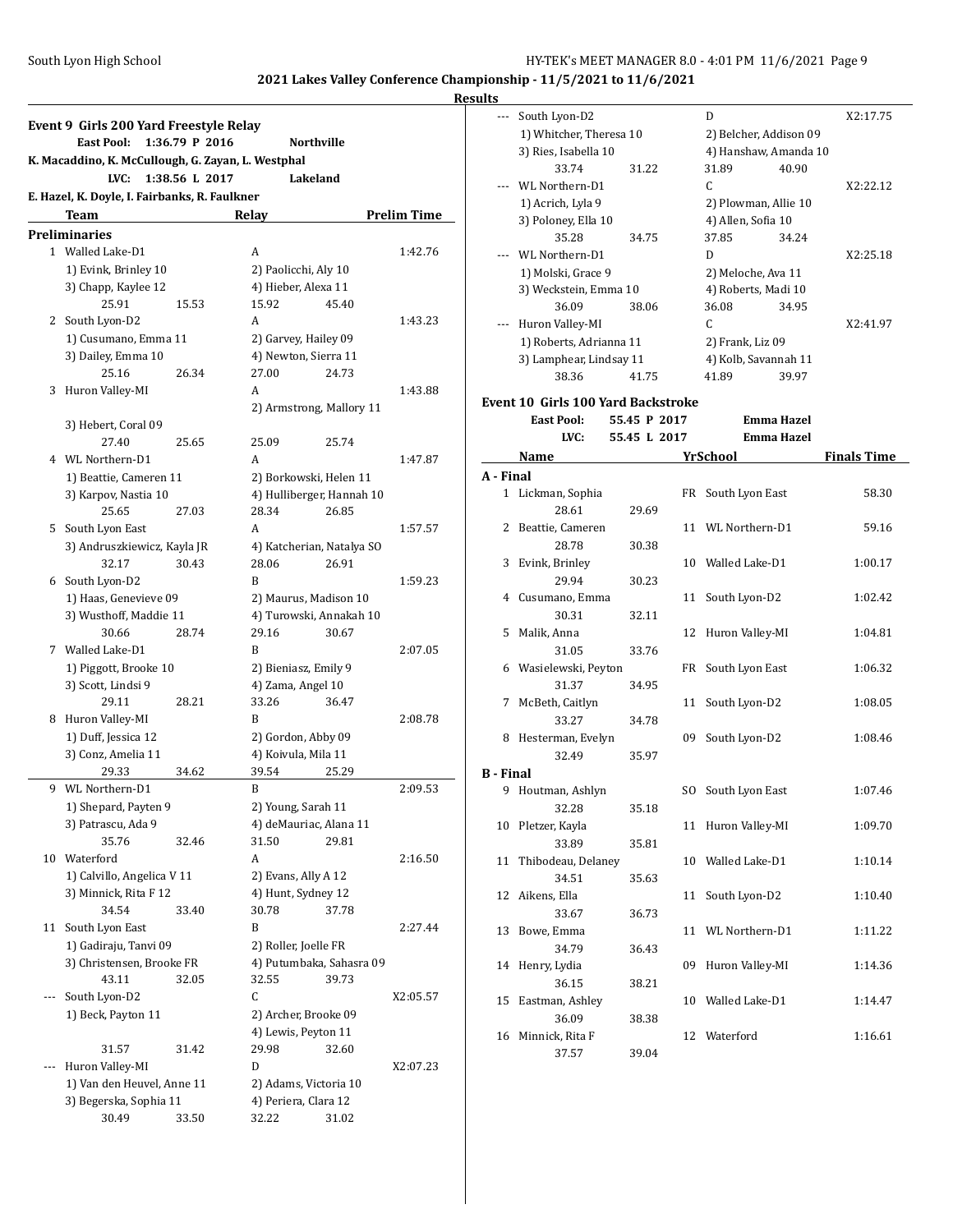## 2021 Lakes Valley Conference Championship - 11/5/2021 to 11/6/2021

### Results

### Event 9 Girls 200 Yard Freestyle Relay

**East Pool: 1:36.79 P 2016 Northville**
**K. Macaddino, K. McCullough, G. Zayan, L. Westphal**
**LVC: 1:38.56 L 2017 Lakeland**
**E. Hazel, K. Doyle, I. Fairbanks, R. Faulkner**

| | Team | | Relay | | Prelim Time |
|---|---|---|---|---|---|
| **Preliminaries** | | | | | |
| 1 | Walled Lake-D1 | | A | | 1:42.76 |
| | 1) Evink, Brinley 10 | | 2) Paolicchi, Aly 10 | | |
| | 3) Chapp, Kaylee 12 | | 4) Hieber, Alexa 11 | | |
| | 25.91 | 15.53 | 15.92 | 45.40 | |
| 2 | South Lyon-D2 | | A | | 1:43.23 |
| | 1) Cusumano, Emma 11 | | 2) Garvey, Hailey 09 | | |
| | 3) Dailey, Emma 10 | | 4) Newton, Sierra 11 | | |
| | 25.16 | 26.34 | 27.00 | 24.73 | |
| 3 | Huron Valley-MI | | A | | 1:43.88 |
| | | | 2) Armstrong, Mallory 11 | | |
| | 3) Hebert, Coral 09 | | | | |
| | 27.40 | 25.65 | 25.09 | 25.74 | |
| 4 | WL Northern-D1 | | A | | 1:47.87 |
| | 1) Beattie, Cameren 11 | | 2) Borkowski, Helen 11 | | |
| | 3) Karpov, Nastia 10 | | 4) Hulliberger, Hannah 10 | | |
| | 25.65 | 27.03 | 28.34 | 26.85 | |
| 5 | South Lyon East | | A | | 1:57.57 |
| | 3) Andruszkiewicz, Kayla JR | | 4) Katcherian, Natalya SO | | |
| | 32.17 | 30.43 | 28.06 | 26.91 | |
| 6 | South Lyon-D2 | | B | | 1:59.23 |
| | 1) Haas, Genevieve 09 | | 2) Maurus, Madison 10 | | |
| | 3) Wusthoff, Maddie 11 | | 4) Turowski, Annakah 10 | | |
| | 30.66 | 28.74 | 29.16 | 30.67 | |
| 7 | Walled Lake-D1 | | B | | 2:07.05 |
| | 1) Piggott, Brooke 10 | | 2) Bieniasz, Emily 9 | | |
| | 3) Scott, Lindsi 9 | | 4) Zama, Angel 10 | | |
| | 29.11 | 28.21 | 33.26 | 36.47 | |
| 8 | Huron Valley-MI | | B | | 2:08.78 |
| | 1) Duff, Jessica 12 | | 2) Gordon, Abby 09 | | |
| | 3) Conz, Amelia 11 | | 4) Koivula, Mila 11 | | |
| | 29.33 | 34.62 | 39.54 | 25.29 | |
| 9 | WL Northern-D1 | | B | | 2:09.53 |
| | 1) Shepard, Payten 9 | | 2) Young, Sarah 11 | | |
| | 3) Patrascu, Ada 9 | | 4) deMauriac, Alana 11 | | |
| | 35.76 | 32.46 | 31.50 | 29.81 | |
| 10 | Waterford | | A | | 2:16.50 |
| | 1) Calvillo, Angelica V 11 | | 2) Evans, Ally A 12 | | |
| | 3) Minnick, Rita F 12 | | 4) Hunt, Sydney 12 | | |
| | 34.54 | 33.40 | 30.78 | 37.78 | |
| 11 | South Lyon East | | B | | 2:27.44 |
| | 1) Gadiraju, Tanvi 09 | | 2) Roller, Joelle FR | | |
| | 3) Christensen, Brooke FR | | 4) Putumbaka, Sahasra 09 | | |
| | 43.11 | 32.05 | 32.55 | 39.73 | |
| --- | South Lyon-D2 | | C | | X2:05.57 |
| | 1) Beck, Payton 11 | | 2) Archer, Brooke 09 | | |
| | | | 4) Lewis, Peyton 11 | | |
| | 31.57 | 31.42 | 29.98 | 32.60 | |
| --- | Huron Valley-MI | | D | | X2:07.23 |
| | 1) Van den Heuvel, Anne 11 | | 2) Adams, Victoria 10 | | |
| | 3) Begerska, Sophia 11 | | 4) Periera, Clara 12 | | |
| | 30.49 | 33.50 | 32.22 | 31.02 | |
| --- | South Lyon-D2 | | D | | X2:17.75 |
| | 1) Whitcher, Theresa 10 | | 2) Belcher, Addison 09 | | |
| | 3) Ries, Isabella 10 | | 4) Hanshaw, Amanda 10 | | |
| | 33.74 | 31.22 | 31.89 | 40.90 | |
| --- | WL Northern-D1 | | C | | X2:22.12 |
| | 1) Acrich, Lyla 9 | | 2) Plowman, Allie 10 | | |
| | 3) Poloney, Ella 10 | | 4) Allen, Sofia 10 | | |
| | 35.28 | 34.75 | 37.85 | 34.24 | |
| --- | WL Northern-D1 | | D | | X2:25.18 |
| | 1) Molski, Grace 9 | | 2) Meloche, Ava 11 | | |
| | 3) Weckstein, Emma 10 | | 4) Roberts, Madi 10 | | |
| | 36.09 | 38.06 | 36.08 | 34.95 | |
| --- | Huron Valley-MI | | C | | X2:41.97 |
| | 1) Roberts, Adrianna 11 | | 2) Frank, Liz 09 | | |
| | 3) Lamphear, Lindsay 11 | | 4) Kolb, Savannah 11 | | |
| | 38.36 | 41.75 | 41.89 | 39.97 | |

### Event 10 Girls 100 Yard Backstroke

**East Pool: 55.45 P 2017 Emma Hazel**
**LVC: 55.45 L 2017 Emma Hazel**

| | Name | | Yr | School | Finals Time |
|---|---|---|---|---|---|
| **A - Final** | | | | | |
| 1 | Lickman, Sophia | | FR | South Lyon East | 58.30 |
| | 28.61 | 29.69 | | | |
| 2 | Beattie, Cameren | | 11 | WL Northern-D1 | 59.16 |
| | 28.78 | 30.38 | | | |
| 3 | Evink, Brinley | | 10 | Walled Lake-D1 | 1:00.17 |
| | 29.94 | 30.23 | | | |
| 4 | Cusumano, Emma | | 11 | South Lyon-D2 | 1:02.42 |
| | 30.31 | 32.11 | | | |
| 5 | Malik, Anna | | 12 | Huron Valley-MI | 1:04.81 |
| | 31.05 | 33.76 | | | |
| 6 | Wasielewski, Peyton | | FR | South Lyon East | 1:06.32 |
| | 31.37 | 34.95 | | | |
| 7 | McBeth, Caitlyn | | 11 | South Lyon-D2 | 1:08.05 |
| | 33.27 | 34.78 | | | |
| 8 | Hesterman, Evelyn | | 09 | South Lyon-D2 | 1:08.46 |
| | 32.49 | 35.97 | | | |
| **B - Final** | | | | | |
| 9 | Houtman, Ashlyn | | SO | South Lyon East | 1:07.46 |
| | 32.28 | 35.18 | | | |
| 10 | Pletzer, Kayla | | 11 | Huron Valley-MI | 1:09.70 |
| | 33.89 | 35.81 | | | |
| 11 | Thibodeau, Delaney | | 10 | Walled Lake-D1 | 1:10.14 |
| | 34.51 | 35.63 | | | |
| 12 | Aikens, Ella | | 11 | South Lyon-D2 | 1:10.40 |
| | 33.67 | 36.73 | | | |
| 13 | Bowe, Emma | | 11 | WL Northern-D1 | 1:11.22 |
| | 34.79 | 36.43 | | | |
| 14 | Henry, Lydia | | 09 | Huron Valley-MI | 1:14.36 |
| | 36.15 | 38.21 | | | |
| 15 | Eastman, Ashley | | 10 | Walled Lake-D1 | 1:14.47 |
| | 36.09 | 38.38 | | | |
| 16 | Minnick, Rita F | | 12 | Waterford | 1:16.61 |
| | 37.57 | 39.04 | | | |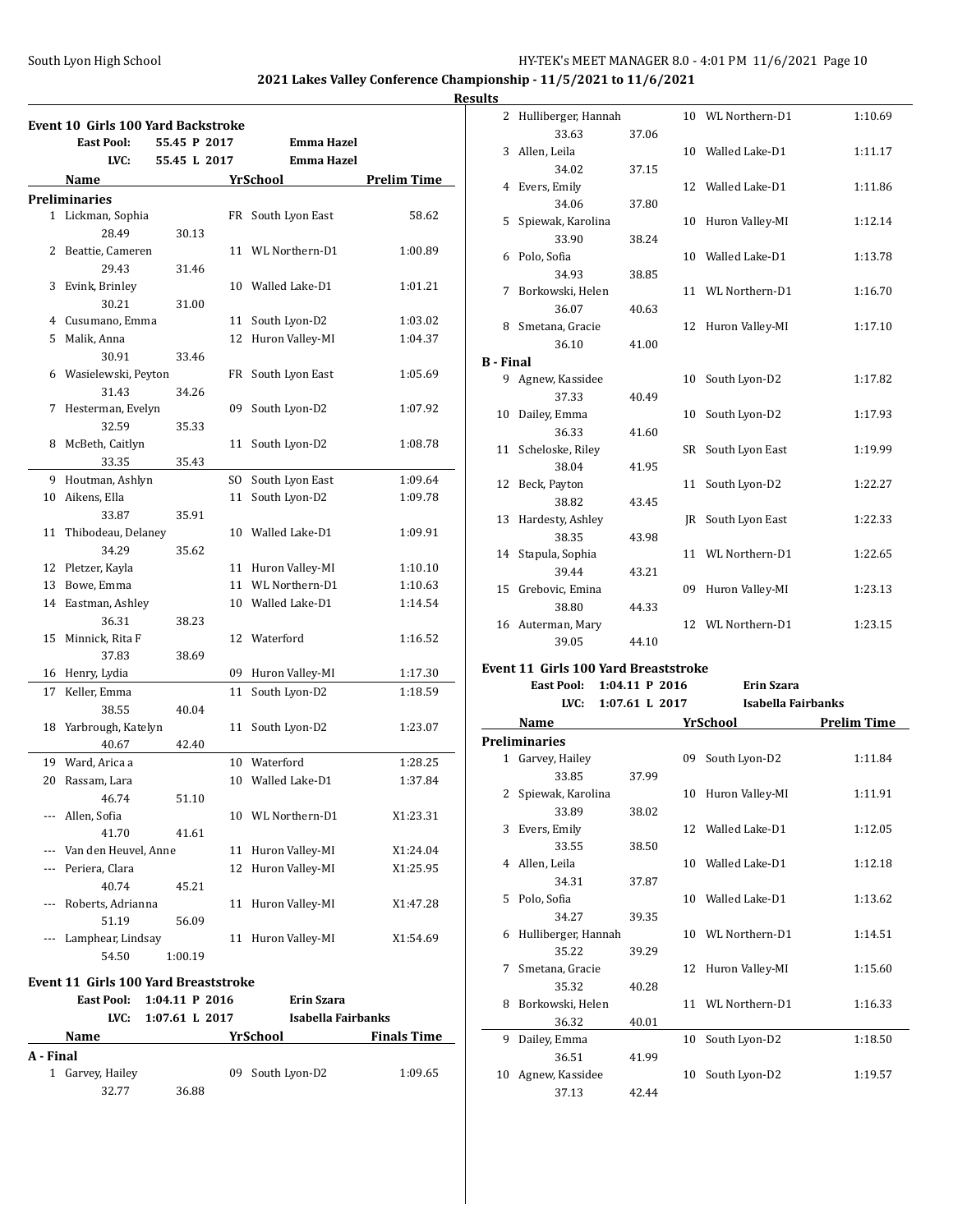## 2021 Lakes Valley Conference Championship - 11/5/2021 to 11/6/2021

**Results**

### Event 10 Girls 100 Yard Backstroke

| | | | |
|---|---|---|---|
| East Pool: | 55.45 P 2017 | Emma Hazel | |
| LVC: | 55.45 L 2017 | Emma Hazel | |

| | Name | | Yr | School | Prelim Time |
|---|---|---|---|---|---|
| **Preliminaries** | | | | | |
| 1 | Lickman, Sophia | | FR | South Lyon East | 58.62 |
| | 28.49 | 30.13 | | | |
| 2 | Beattie, Cameren | | 11 | WL Northern-D1 | 1:00.89 |
| | 29.43 | 31.46 | | | |
| 3 | Evink, Brinley | | 10 | Walled Lake-D1 | 1:01.21 |
| | 30.21 | 31.00 | | | |
| 4 | Cusumano, Emma | | 11 | South Lyon-D2 | 1:03.02 |
| 5 | Malik, Anna | | 12 | Huron Valley-MI | 1:04.37 |
| | 30.91 | 33.46 | | | |
| 6 | Wasielewski, Peyton | | FR | South Lyon East | 1:05.69 |
| | 31.43 | 34.26 | | | |
| 7 | Hesterman, Evelyn | | 09 | South Lyon-D2 | 1:07.92 |
| | 32.59 | 35.33 | | | |
| 8 | McBeth, Caitlyn | | 11 | South Lyon-D2 | 1:08.78 |
| | 33.35 | 35.43 | | | |
| 9 | Houtman, Ashlyn | | SO | South Lyon East | 1:09.64 |
| 10 | Aikens, Ella | | 11 | South Lyon-D2 | 1:09.78 |
| | 33.87 | 35.91 | | | |
| 11 | Thibodeau, Delaney | | 10 | Walled Lake-D1 | 1:09.91 |
| | 34.29 | 35.62 | | | |
| 12 | Pletzer, Kayla | | 11 | Huron Valley-MI | 1:10.10 |
| 13 | Bowe, Emma | | 11 | WL Northern-D1 | 1:10.63 |
| 14 | Eastman, Ashley | | 10 | Walled Lake-D1 | 1:14.54 |
| | 36.31 | 38.23 | | | |
| 15 | Minnick, Rita F | | 12 | Waterford | 1:16.52 |
| | 37.83 | 38.69 | | | |
| 16 | Henry, Lydia | | 09 | Huron Valley-MI | 1:17.30 |
| 17 | Keller, Emma | | 11 | South Lyon-D2 | 1:18.59 |
| | 38.55 | 40.04 | | | |
| 18 | Yarbrough, Katelyn | | 11 | South Lyon-D2 | 1:23.07 |
| | 40.67 | 42.40 | | | |
| 19 | Ward, Arica a | | 10 | Waterford | 1:28.25 |
| 20 | Rassam, Lara | | 10 | Walled Lake-D1 | 1:37.84 |
| | 46.74 | 51.10 | | | |
| --- | Allen, Sofia | | 10 | WL Northern-D1 | X1:23.31 |
| | 41.70 | 41.61 | | | |
| --- | Van den Heuvel, Anne | | 11 | Huron Valley-MI | X1:24.04 |
| --- | Periera, Clara | | 12 | Huron Valley-MI | X1:25.95 |
| | 40.74 | 45.21 | | | |
| --- | Roberts, Adrianna | | 11 | Huron Valley-MI | X1:47.28 |
| | 51.19 | 56.09 | | | |
| --- | Lamphear, Lindsay | | 11 | Huron Valley-MI | X1:54.69 |
| | 54.50 | 1:00.19 | | | |

### Event 11 Girls 100 Yard Breaststroke

| | | | |
|---|---|---|---|
| East Pool: | 1:04.11 P 2016 | Erin Szara | |
| LVC: | 1:07.61 L 2017 | Isabella Fairbanks | |

| | Name | | Yr | School | Finals Time |
|---|---|---|---|---|---|
| **A - Final** | | | | | |
| 1 | Garvey, Hailey | | 09 | South Lyon-D2 | 1:09.65 |
| | 32.77 | 36.88 | | | |
| 2 | Hulliberger, Hannah | | 10 | WL Northern-D1 | 1:10.69 |
| | 33.63 | 37.06 | | | |
| 3 | Allen, Leila | | 10 | Walled Lake-D1 | 1:11.17 |
| | 34.02 | 37.15 | | | |
| 4 | Evers, Emily | | 12 | Walled Lake-D1 | 1:11.86 |
| | 34.06 | 37.80 | | | |
| 5 | Spiewak, Karolina | | 10 | Huron Valley-MI | 1:12.14 |
| | 33.90 | 38.24 | | | |
| 6 | Polo, Sofia | | 10 | Walled Lake-D1 | 1:13.78 |
| | 34.93 | 38.85 | | | |
| 7 | Borkowski, Helen | | 11 | WL Northern-D1 | 1:16.70 |
| | 36.07 | 40.63 | | | |
| 8 | Smetana, Gracie | | 12 | Huron Valley-MI | 1:17.10 |
| | 36.10 | 41.00 | | | |
| **B - Final** | | | | | |
| 9 | Agnew, Kassidee | | 10 | South Lyon-D2 | 1:17.82 |
| | 37.33 | 40.49 | | | |
| 10 | Dailey, Emma | | 10 | South Lyon-D2 | 1:17.93 |
| | 36.33 | 41.60 | | | |
| 11 | Scheloske, Riley | | SR | South Lyon East | 1:19.99 |
| | 38.04 | 41.95 | | | |
| 12 | Beck, Payton | | 11 | South Lyon-D2 | 1:22.27 |
| | 38.82 | 43.45 | | | |
| 13 | Hardesty, Ashley | | JR | South Lyon East | 1:22.33 |
| | 38.35 | 43.98 | | | |
| 14 | Stapula, Sophia | | 11 | WL Northern-D1 | 1:22.65 |
| | 39.44 | 43.21 | | | |
| 15 | Grebovic, Emina | | 09 | Huron Valley-MI | 1:23.13 |
| | 38.80 | 44.33 | | | |
| 16 | Auterman, Mary | | 12 | WL Northern-D1 | 1:23.15 |
| | 39.05 | 44.10 | | | |

### Event 11 Girls 100 Yard Breaststroke

| | | | |
|---|---|---|---|
| East Pool: | 1:04.11 P 2016 | Erin Szara | |
| LVC: | 1:07.61 L 2017 | Isabella Fairbanks | |

| | Name | | Yr | School | Prelim Time |
|---|---|---|---|---|---|
| **Preliminaries** | | | | | |
| 1 | Garvey, Hailey | | 09 | South Lyon-D2 | 1:11.84 |
| | 33.85 | 37.99 | | | |
| 2 | Spiewak, Karolina | | 10 | Huron Valley-MI | 1:11.91 |
| | 33.89 | 38.02 | | | |
| 3 | Evers, Emily | | 12 | Walled Lake-D1 | 1:12.05 |
| | 33.55 | 38.50 | | | |
| 4 | Allen, Leila | | 10 | Walled Lake-D1 | 1:12.18 |
| | 34.31 | 37.87 | | | |
| 5 | Polo, Sofia | | 10 | Walled Lake-D1 | 1:13.62 |
| | 34.27 | 39.35 | | | |
| 6 | Hulliberger, Hannah | | 10 | WL Northern-D1 | 1:14.51 |
| | 35.22 | 39.29 | | | |
| 7 | Smetana, Gracie | | 12 | Huron Valley-MI | 1:15.60 |
| | 35.32 | 40.28 | | | |
| 8 | Borkowski, Helen | | 11 | WL Northern-D1 | 1:16.33 |
| | 36.32 | 40.01 | | | |
| 9 | Dailey, Emma | | 10 | South Lyon-D2 | 1:18.50 |
| | 36.51 | 41.99 | | | |
| 10 | Agnew, Kassidee | | 10 | South Lyon-D2 | 1:19.57 |
| | 37.13 | 42.44 | | | |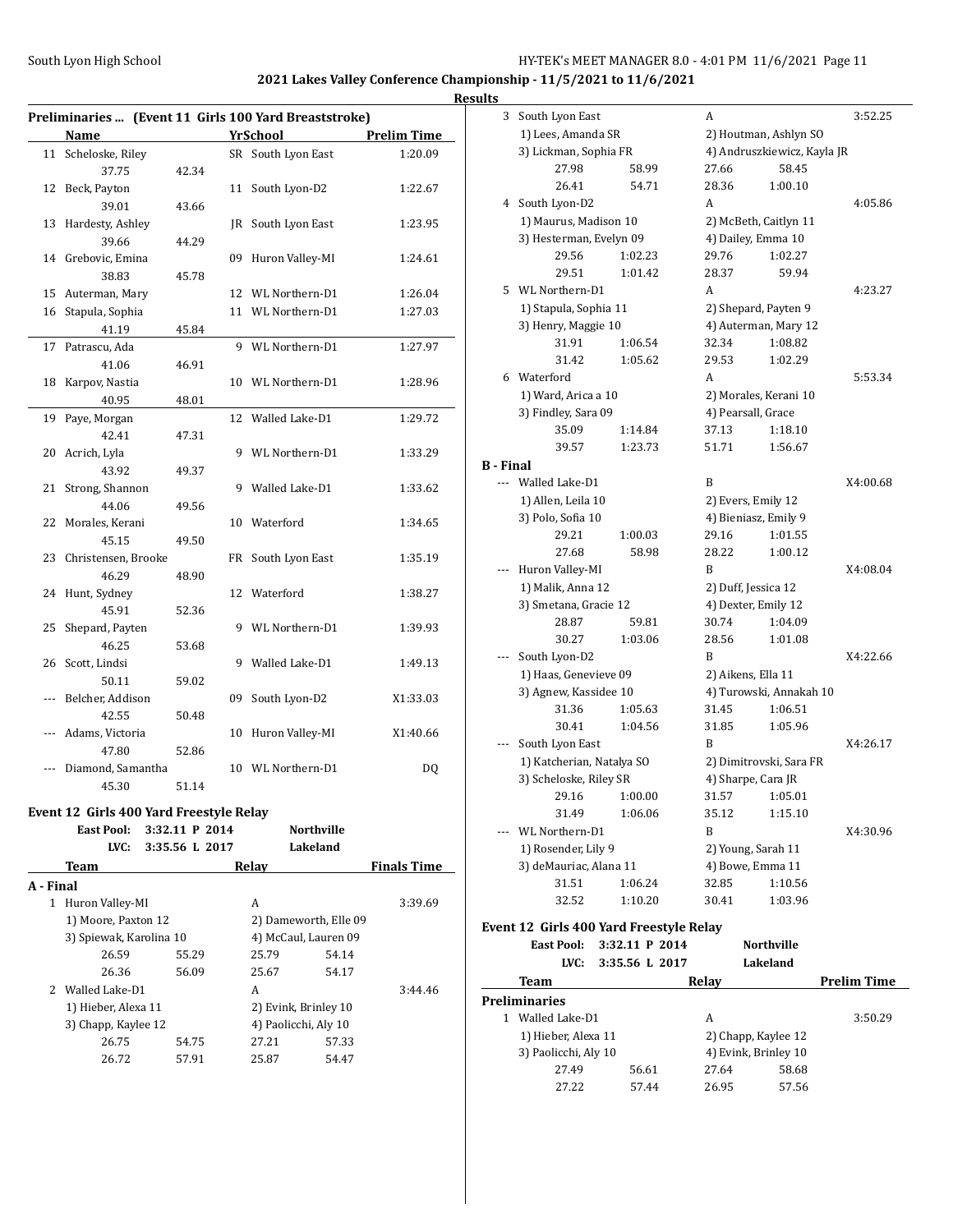## 2021 Lakes Valley Conference Championship - 11/5/2021 to 11/6/2021

### Results

### Preliminaries ... (Event 11 Girls 100 Yard Breaststroke)

| | Name | Yr | School | Prelim Time |
|---|---|---|---|---|
| 11 | Scheloske, Riley | SR | South Lyon East | 1:20.09 |
| | 37.75 42.34 | | | |
| 12 | Beck, Payton | 11 | South Lyon-D2 | 1:22.67 |
| | 39.01 43.66 | | | |
| 13 | Hardesty, Ashley | JR | South Lyon East | 1:23.95 |
| | 39.66 44.29 | | | |
| 14 | Grebovic, Emina | 09 | Huron Valley-MI | 1:24.61 |
| | 38.83 45.78 | | | |
| 15 | Auterman, Mary | 12 | WL Northern-D1 | 1:26.04 |
| 16 | Stapula, Sophia | 11 | WL Northern-D1 | 1:27.03 |
| | 41.19 45.84 | | | |
| 17 | Patrascu, Ada | 9 | WL Northern-D1 | 1:27.97 |
| | 41.06 46.91 | | | |
| 18 | Karpov, Nastia | 10 | WL Northern-D1 | 1:28.96 |
| | 40.95 48.01 | | | |
| 19 | Paye, Morgan | 12 | Walled Lake-D1 | 1:29.72 |
| | 42.41 47.31 | | | |
| 20 | Acrich, Lyla | 9 | WL Northern-D1 | 1:33.29 |
| | 43.92 49.37 | | | |
| 21 | Strong, Shannon | 9 | Walled Lake-D1 | 1:33.62 |
| | 44.06 49.56 | | | |
| 22 | Morales, Kerani | 10 | Waterford | 1:34.65 |
| | 45.15 49.50 | | | |
| 23 | Christensen, Brooke | FR | South Lyon East | 1:35.19 |
| | 46.29 48.90 | | | |
| 24 | Hunt, Sydney | 12 | Waterford | 1:38.27 |
| | 45.91 52.36 | | | |
| 25 | Shepard, Payten | 9 | WL Northern-D1 | 1:39.93 |
| | 46.25 53.68 | | | |
| 26 | Scott, Lindsi | 9 | Walled Lake-D1 | 1:49.13 |
| | 50.11 59.02 | | | |
| --- | Belcher, Addison | 09 | South Lyon-D2 | X1:33.03 |
| | 42.55 50.48 | | | |
| --- | Adams, Victoria | 10 | Huron Valley-MI | X1:40.66 |
| | 47.80 52.86 | | | |
| --- | Diamond, Samantha | 10 | WL Northern-D1 | DQ |
| | 45.30 51.14 | | | |

### Event 12 Girls 400 Yard Freestyle Relay

East Pool: 3:32.11 P 2014 Northville
LVC: 3:35.56 L 2017 Lakeland

| | Team | Relay | Finals Time |
|---|---|---|---|
| **A - Final** | | | |
| 1 | Huron Valley-MI | A | 3:39.69 |
| | 1) Moore, Paxton 12; 2) Dameworth, Elle 09; 3) Spiewak, Karolina 10; 4) McCaul, Lauren 09 | | |
| | 26.59 55.29 25.79 54.14 26.36 56.09 25.67 54.17 | | |
| 2 | Walled Lake-D1 | A | 3:44.46 |
| | 1) Hieber, Alexa 11; 2) Evink, Brinley 10; 3) Chapp, Kaylee 12; 4) Paolicchi, Aly 10 | | |
| | 26.75 54.75 27.21 57.33 26.72 57.91 25.87 54.47 | | |
| 3 | South Lyon East | A | 3:52.25 |
| | 1) Lees, Amanda SR; 2) Houtman, Ashlyn SO; 3) Lickman, Sophia FR; 4) Andruszkiewicz, Kayla JR | | |
| | 27.98 58.99 27.66 58.45 26.41 54.71 28.36 1:00.10 | | |
| 4 | South Lyon-D2 | A | 4:05.86 |
| | 1) Maurus, Madison 10; 2) McBeth, Caitlyn 11; 3) Hesterman, Evelyn 09; 4) Dailey, Emma 10 | | |
| | 29.56 1:02.23 29.76 1:02.27 29.51 1:01.42 28.37 59.94 | | |
| 5 | WL Northern-D1 | A | 4:23.27 |
| | 1) Stapula, Sophia 11; 2) Shepard, Payten 9; 3) Henry, Maggie 10; 4) Auterman, Mary 12 | | |
| | 31.91 1:06.54 32.34 1:08.82 31.42 1:05.62 29.53 1:02.29 | | |
| 6 | Waterford | A | 5:53.34 |
| | 1) Ward, Arica a 10; 2) Morales, Kerani 10; 3) Findley, Sara 09; 4) Pearsall, Grace | | |
| | 35.09 1:14.84 37.13 1:18.10 39.57 1:23.73 51.71 1:56.67 | | |
| **B - Final** | | | |
| --- | Walled Lake-D1 | B | X4:00.68 |
| | 1) Allen, Leila 10; 2) Evers, Emily 12; 3) Polo, Sofia 10; 4) Bieniasz, Emily 9 | | |
| | 29.21 1:00.03 29.16 1:01.55 27.68 58.98 28.22 1:00.12 | | |
| --- | Huron Valley-MI | B | X4:08.04 |
| | 1) Malik, Anna 12; 2) Duff, Jessica 12; 3) Smetana, Gracie 12; 4) Dexter, Emily 12 | | |
| | 28.87 59.81 30.74 1:04.09 30.27 1:03.06 28.56 1:01.08 | | |
| --- | South Lyon-D2 | B | X4:22.66 |
| | 1) Haas, Genevieve 09; 2) Aikens, Ella 11; 3) Agnew, Kassidee 10; 4) Turowski, Annakah 10 | | |
| | 31.36 1:05.63 31.45 1:06.51 30.41 1:04.56 31.85 1:05.96 | | |
| --- | South Lyon East | B | X4:26.17 |
| | 1) Katcherian, Natalya SO; 2) Dimitrovski, Sara FR; 3) Scheloske, Riley SR; 4) Sharpe, Cara JR | | |
| | 29.16 1:00.00 31.57 1:05.01 31.49 1:06.06 35.12 1:15.10 | | |
| --- | WL Northern-D1 | B | X4:30.96 |
| | 1) Rosender, Lily 9; 2) Young, Sarah 11; 3) deMauriac, Alana 11; 4) Bowe, Emma 11 | | |
| | 31.51 1:06.24 32.85 1:10.56 32.52 1:10.20 30.41 1:03.96 | | |

### Event 12 Girls 400 Yard Freestyle Relay

East Pool: 3:32.11 P 2014 Northville
LVC: 3:35.56 L 2017 Lakeland

| | Team | Relay | Prelim Time |
|---|---|---|---|
| **Preliminaries** | | | |
| 1 | Walled Lake-D1 | A | 3:50.29 |
| | 1) Hieber, Alexa 11; 2) Chapp, Kaylee 12; 3) Paolicchi, Aly 10; 4) Evink, Brinley 10 | | |
| | 27.49 56.61 27.64 58.68 27.22 57.44 26.95 57.56 | | |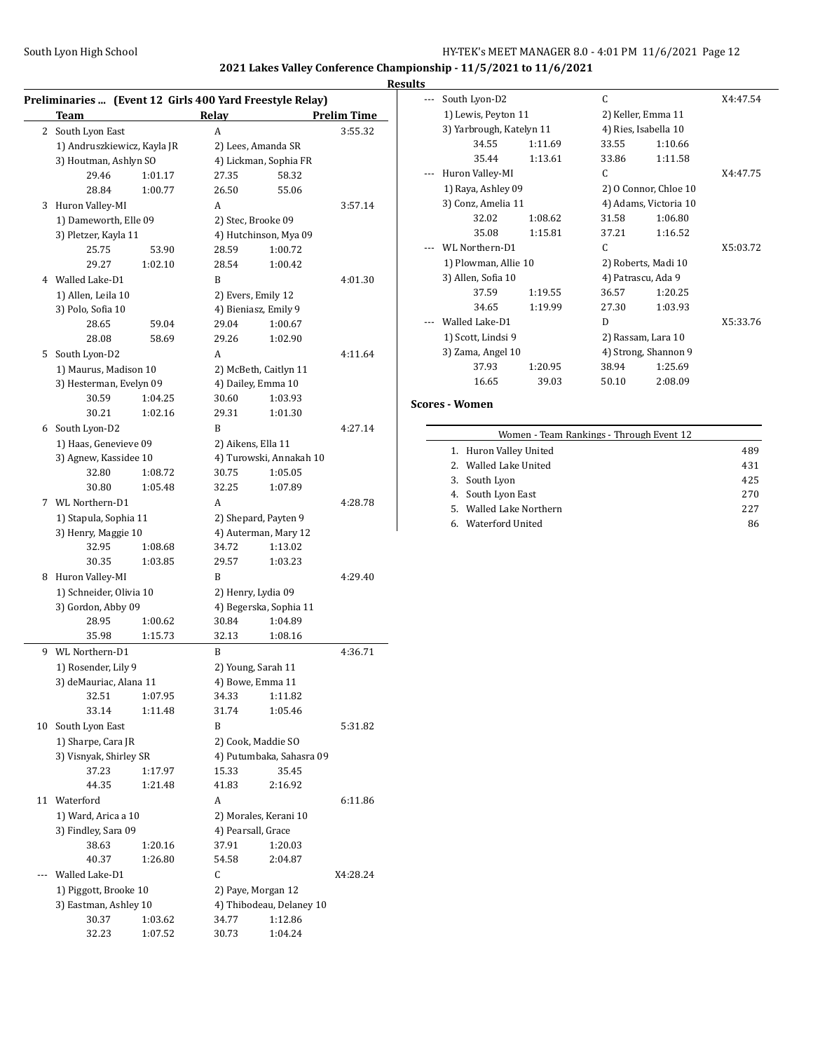## 2021 Lakes Valley Conference Championship - 11/5/2021 to 11/6/2021

### Results

#### Preliminaries ... (Event 12 Girls 400 Yard Freestyle Relay)

| | Team | Relay | Prelim Time |
|---|---|---|---|
| 2 | South Lyon East | A | 3:55.32 |
| | 1) Andruszkiewicz, Kayla JR | 2) Lees, Amanda SR | |
| | 3) Houtman, Ashlyn SO | 4) Lickman, Sophia FR | |
| | 29.46 1:01.17 | 27.35 58.32 | |
| | 28.84 1:00.77 | 26.50 55.06 | |
| 3 | Huron Valley-MI | A | 3:57.14 |
| | 1) Dameworth, Elle 09 | 2) Stec, Brooke 09 | |
| | 3) Pletzer, Kayla 11 | 4) Hutchinson, Mya 09 | |
| | 25.75 53.90 | 28.59 1:00.72 | |
| | 29.27 1:02.10 | 28.54 1:00.42 | |
| 4 | Walled Lake-D1 | B | 4:01.30 |
| | 1) Allen, Leila 10 | 2) Evers, Emily 12 | |
| | 3) Polo, Sofia 10 | 4) Bieniasz, Emily 9 | |
| | 28.65 59.04 | 29.04 1:00.67 | |
| | 28.08 58.69 | 29.26 1:02.90 | |
| 5 | South Lyon-D2 | A | 4:11.64 |
| | 1) Maurus, Madison 10 | 2) McBeth, Caitlyn 11 | |
| | 3) Hesterman, Evelyn 09 | 4) Dailey, Emma 10 | |
| | 30.59 1:04.25 | 30.60 1:03.93 | |
| | 30.21 1:02.16 | 29.31 1:01.30 | |
| 6 | South Lyon-D2 | B | 4:27.14 |
| | 1) Haas, Genevieve 09 | 2) Aikens, Ella 11 | |
| | 3) Agnew, Kassidee 10 | 4) Turowski, Annakah 10 | |
| | 32.80 1:08.72 | 30.75 1:05.05 | |
| | 30.80 1:05.48 | 32.25 1:07.89 | |
| 7 | WL Northern-D1 | A | 4:28.78 |
| | 1) Stapula, Sophia 11 | 2) Shepard, Payten 9 | |
| | 3) Henry, Maggie 10 | 4) Auterman, Mary 12 | |
| | 32.95 1:08.68 | 34.72 1:13.02 | |
| | 30.35 1:03.85 | 29.57 1:03.23 | |
| 8 | Huron Valley-MI | B | 4:29.40 |
| | 1) Schneider, Olivia 10 | 2) Henry, Lydia 09 | |
| | 3) Gordon, Abby 09 | 4) Begerska, Sophia 11 | |
| | 28.95 1:00.62 | 30.84 1:04.89 | |
| | 35.98 1:15.73 | 32.13 1:08.16 | |
| 9 | WL Northern-D1 | B | 4:36.71 |
| | 1) Rosender, Lily 9 | 2) Young, Sarah 11 | |
| | 3) deMauriac, Alana 11 | 4) Bowe, Emma 11 | |
| | 32.51 1:07.95 | 34.33 1:11.82 | |
| | 33.14 1:11.48 | 31.74 1:05.46 | |
| 10 | South Lyon East | B | 5:31.82 |
| | 1) Sharpe, Cara JR | 2) Cook, Maddie SO | |
| | 3) Visnyak, Shirley SR | 4) Putumbaka, Sahasra 09 | |
| | 37.23 1:17.97 | 15.33 35.45 | |
| | 44.35 1:21.48 | 41.83 2:16.92 | |
| 11 | Waterford | A | 6:11.86 |
| | 1) Ward, Arica a 10 | 2) Morales, Kerani 10 | |
| | 3) Findley, Sara 09 | 4) Pearsall, Grace | |
| | 38.63 1:20.16 | 37.91 1:20.03 | |
| | 40.37 1:26.80 | 54.58 2:04.87 | |
| --- | Walled Lake-D1 | C | X4:28.24 |
| | 1) Piggott, Brooke 10 | 2) Paye, Morgan 12 | |
| | 3) Eastman, Ashley 10 | 4) Thibodeau, Delaney 10 | |
| | 30.37 1:03.62 | 34.77 1:12.86 | |
| | 32.23 1:07.52 | 30.73 1:04.24 | |
| --- | South Lyon-D2 | C | X4:47.54 |
| | 1) Lewis, Peyton 11 | 2) Keller, Emma 11 | |
| | 3) Yarbrough, Katelyn 11 | 4) Ries, Isabella 10 | |
| | 34.55 1:11.69 | 33.55 1:10.66 | |
| | 35.44 1:13.61 | 33.86 1:11.58 | |
| --- | Huron Valley-MI | C | X4:47.75 |
| | 1) Raya, Ashley 09 | 2) O Connor, Chloe 10 | |
| | 3) Conz, Amelia 11 | 4) Adams, Victoria 10 | |
| | 32.02 1:08.62 | 31.58 1:06.80 | |
| | 35.08 1:15.81 | 37.21 1:16.52 | |
| --- | WL Northern-D1 | C | X5:03.72 |
| | 1) Plowman, Allie 10 | 2) Roberts, Madi 10 | |
| | 3) Allen, Sofia 10 | 4) Patrascu, Ada 9 | |
| | 37.59 1:19.55 | 36.57 1:20.25 | |
| | 34.65 1:19.99 | 27.30 1:03.93 | |
| --- | Walled Lake-D1 | D | X5:33.76 |
| | 1) Scott, Lindsi 9 | 2) Rassam, Lara 10 | |
| | 3) Zama, Angel 10 | 4) Strong, Shannon 9 | |
| | 37.93 1:20.95 | 38.94 1:25.69 | |
| | 16.65 39.03 | 50.10 2:08.09 | |

### Scores - Women

| Women - Team Rankings - Through Event 12 | | |
|---|---|---|
| 1. | Huron Valley United | 489 |
| 2. | Walled Lake United | 431 |
| 3. | South Lyon | 425 |
| 4. | South Lyon East | 270 |
| 5. | Walled Lake Northern | 227 |
| 6. | Waterford United | 86 |